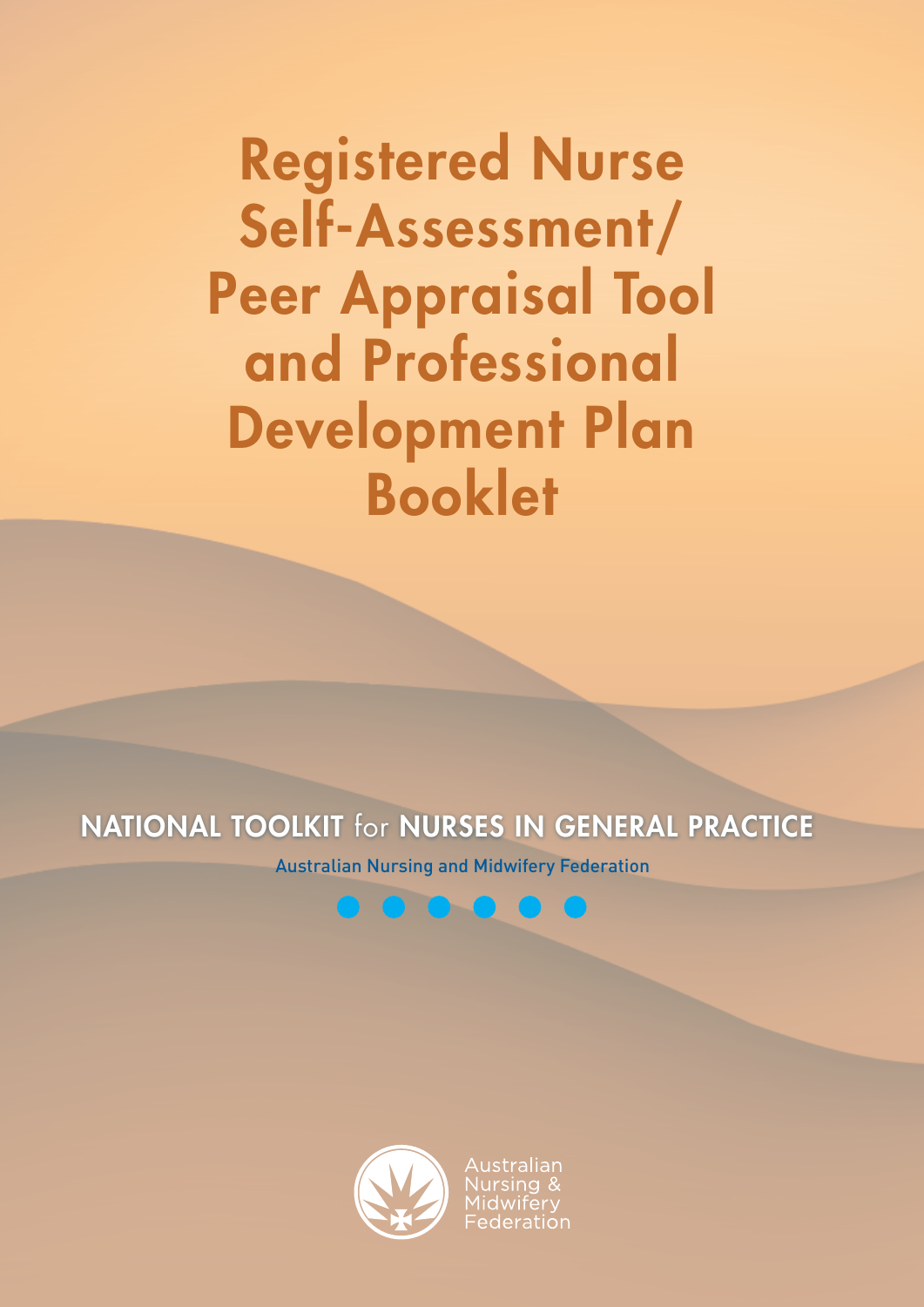# Registered Nurse Self-Assessment/ Peer Appraisal Tool and Professional Development Plan Booklet

NATIONAL TOOLKIT for NURSES IN GENERAL PRACTICE

Australian Nursing and Midwifery Federation

Australian Nursing & Midwifery Federation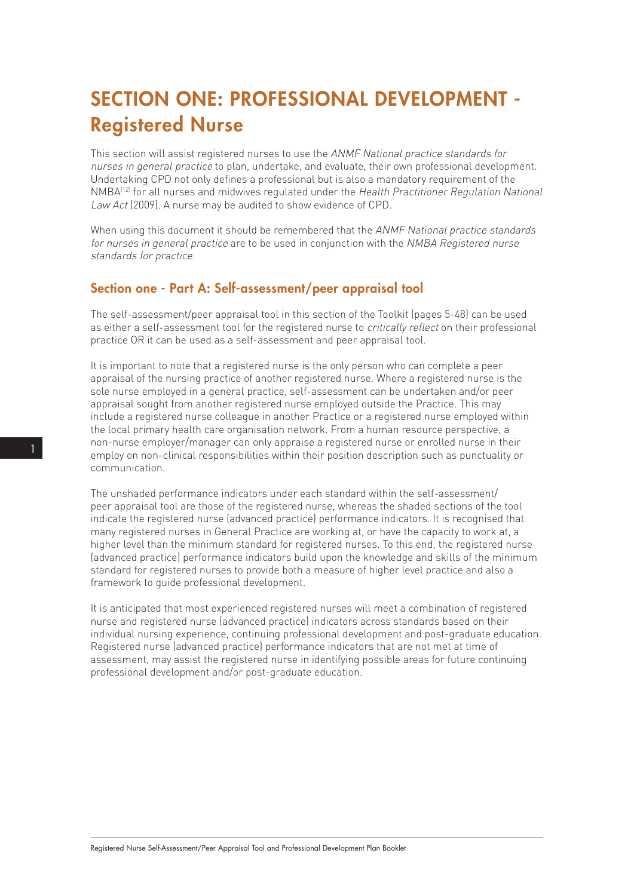# SECTION ONE: PROFESSIONAL DEVELOPMENT - Registered Nurse

This section will assist registered nurses to use the *ANMF National practice standards for nurses in general practice* to plan, undertake, and evaluate, their own professional development. Undertaking CPD not only defines a professional but is also a mandatory requirement of the NMBA[12] for all nurses and midwives regulated under the *Health Practitioner Regulation National Law Act* (2009). A nurse may be audited to show evidence of CPD.

When using this document it should be remembered that the *ANMF National practice standards for nurses in general practice* are to be used in conjunction with the *NMBA Registered nurse standards for practice*.

## Section one - Part A: Self-assessment/peer appraisal tool

The self-assessment/peer appraisal tool in this section of the Toolkit (pages 5-48) can be used as either a self-assessment tool for the registered nurse to *critically reflect* on their professional practice OR it can be used as a self-assessment and peer appraisal tool.

It is important to note that a registered nurse is the only person who can complete a peer appraisal of the nursing practice of another registered nurse. Where a registered nurse is the sole nurse employed in a general practice, self-assessment can be undertaken and/or peer appraisal sought from another registered nurse employed outside the Practice. This may include a registered nurse colleague in another Practice or a registered nurse employed within the local primary health care organisation network. From a human resource perspective, a non-nurse employer/manager can only appraise a registered nurse or enrolled nurse in their employ on non-clinical responsibilities within their position description such as punctuality or communication.

The unshaded performance indicators under each standard within the self-assessment/ peer appraisal tool are those of the registered nurse, whereas the shaded sections of the tool indicate the registered nurse (advanced practice) performance indicators. It is recognised that many registered nurses in General Practice are working at, or have the capacity to work at, a higher level than the minimum standard for registered nurses. To this end, the registered nurse (advanced practice) performance indicators build upon the knowledge and skills of the minimum standard for registered nurses to provide both a measure of higher level practice and also a framework to guide professional development.

It is anticipated that most experienced registered nurses will meet a combination of registered nurse and registered nurse (advanced practice) indicators across standards based on their individual nursing experience, continuing professional development and post-graduate education. Registered nurse (advanced practice) performance indicators that are not met at time of assessment, may assist the registered nurse in identifying possible areas for future continuing professional development and/or post-graduate education.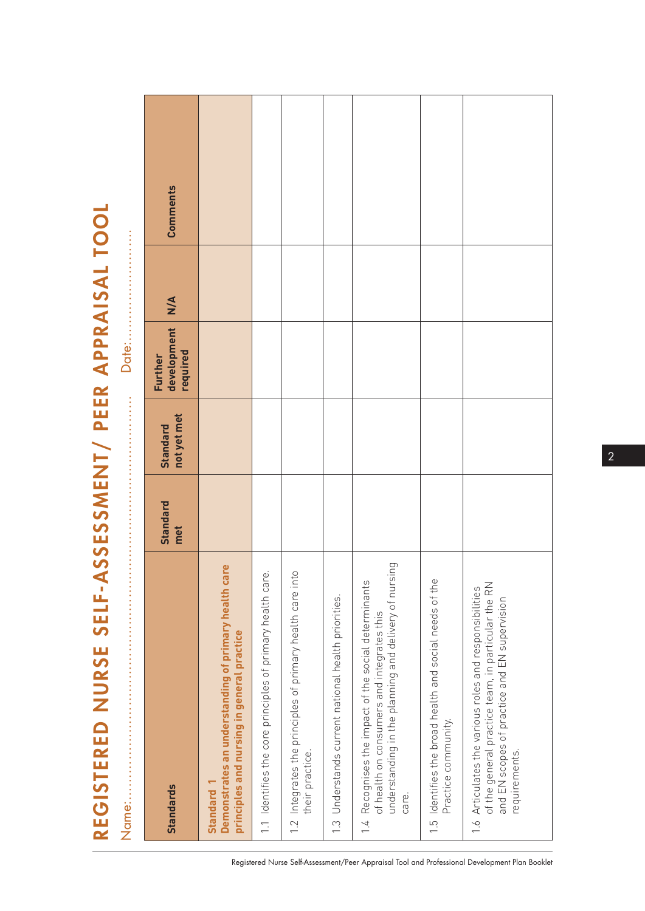# REGISTERED NURSE SELF-ASSESSMENT / PEER APPRAISAL TOOL

Name:.................................................................... Date:........................

| Standards | Standard met | Standard not yet met | Further development required | N/A | Comments |
|---|---|---|---|---|---|
| **Standard 1** **Demonstrates an understanding of primary health care principles and nursing in general practice** | | | | | |
| 1.1 Identifies the core principles of primary health care. | | | | | |
| 1.2 Integrates the principles of primary health care into their practice. | | | | | |
| 1.3 Understands current national health priorities. | | | | | |
| 1.4 Recognises the impact of the social determinants of health on consumers and integrates this understanding in the planning and delivery of nursing care. | | | | | |
| 1.5 Identifies the broad health and social needs of the Practice community. | | | | | |
| 1.6 Articulates the various roles and responsibilities of the general practice team, in particular the RN and EN scopes of practice and EN supervision requirements. | | | | | |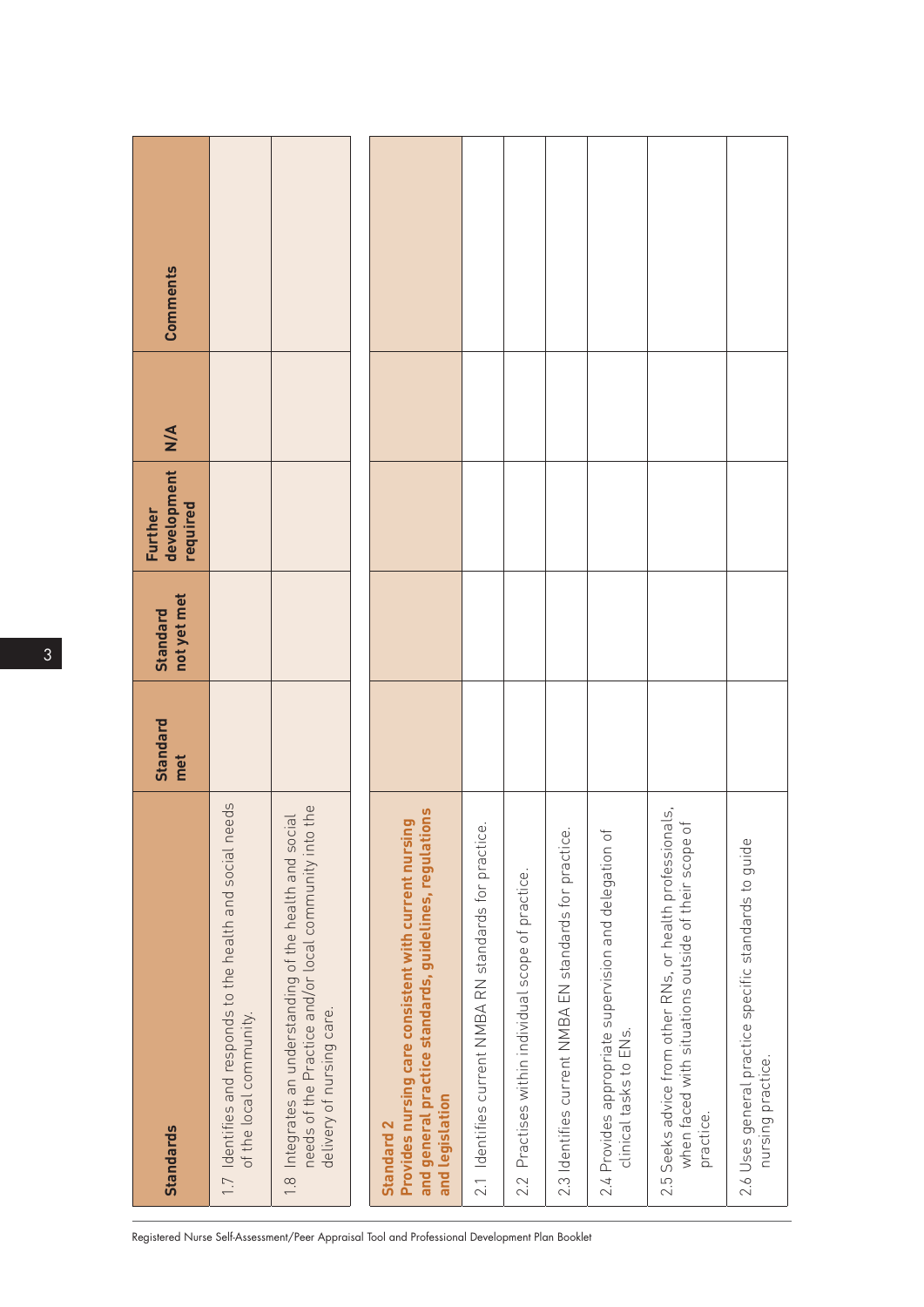| Standards | Standard met | Standard not yet met | Further development required | N/A | Comments |
|---|---|---|---|---|---|
| 1.7 Identifies and responds to the health and social needs of the local community. | | | | | |
| 1.8 Integrates an understanding of the health and social needs of the Practice and/or local community into the delivery of nursing care. | | | | | |
| **Standard 2** **Provides nursing care consistent with current nursing and general practice standards, guidelines, regulations and legislation** | | | | | |
| 2.1 Identifies current NMBA RN standards for practice. | | | | | |
| 2.2 Practises within individual scope of practice. | | | | | |
| 2.3 Identifies current NMBA EN standards for practice. | | | | | |
| 2.4 Provides appropriate supervision and delegation of clinical tasks to ENs. | | | | | |
| 2.5 Seeks advice from other RNs, or health professionals, when faced with situations outside of their scope of practice. | | | | | |
| 2.6 Uses general practice specific standards to guide nursing practice. | | | | | |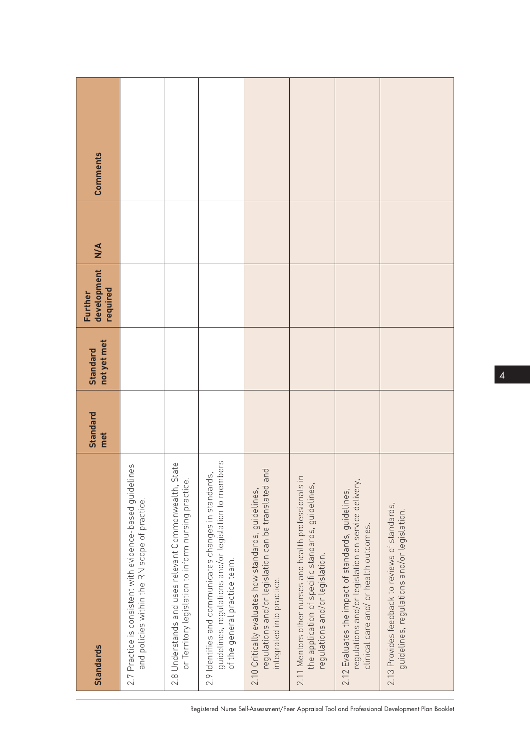| Standards | Standard met | Standard not yet met | Further development required | N/A | Comments |
|---|---|---|---|---|---|
| 2.7 Practice is consistent with evidence-based guidelines and policies within the RN scope of practice. | | | | | |
| 2.8 Understands and uses relevant Commonwealth, State or Territory legislation to inform nursing practice. | | | | | |
| 2.9 Identifies and communicates changes in standards, guidelines, regulations and/or legislation to members of the general practice team. | | | | | |
| 2.10 Critically evaluates how standards, guidelines, regulations and/or legislation can be translated and integrated into practice. | | | | | |
| 2.11 Mentors other nurses and health professionals in the application of specific standards, guidelines, regulations and/or legislation. | | | | | |
| 2.12 Evaluates the impact of standards, guidelines, regulations and/or legislation on service delivery, clinical care and/ or health outcomes. | | | | | |
| 2.13 Provides feedback to reviews of standards, guidelines, regulations and/or legislation. | | | | | |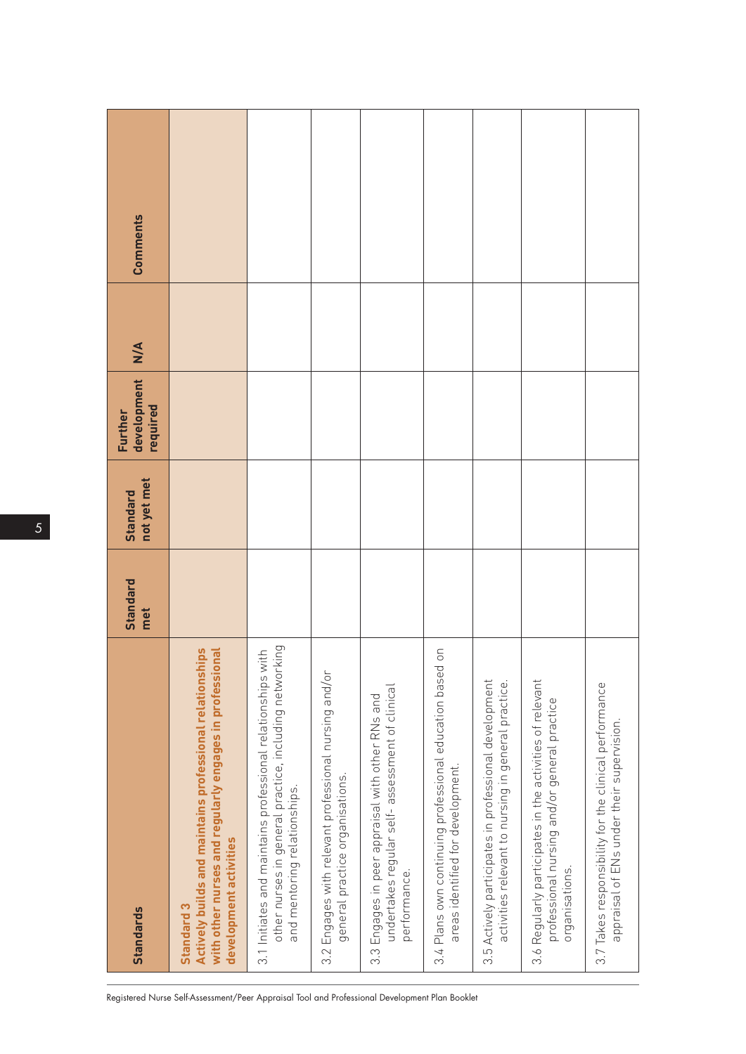| Standards | Standard met | Standard not yet met | Further development required | N/A | Comments |
|---|---|---|---|---|---|
| **Standard 3** **Actively builds and maintains professional relationships with other nurses and regularly engages in professional development activities** | | | | | |
| 3.1 Initiates and maintains professional relationships with other nurses in general practice, including networking and mentoring relationships. | | | | | |
| 3.2 Engages with relevant professional nursing and/or general practice organisations. | | | | | |
| 3.3 Engages in peer appraisal with other RNs and undertakes regular self- assessment of clinical performance. | | | | | |
| 3.4 Plans own continuing professional education based on areas identified for development. | | | | | |
| 3.5 Actively participates in professional development activities relevant to nursing in general practice. | | | | | |
| 3.6 Regularly participates in the activities of relevant professional nursing and/or general practice organisations. | | | | | |
| 3.7 Takes responsiblity for the clinical performance appraisal of ENs under their supervision. | | | | | |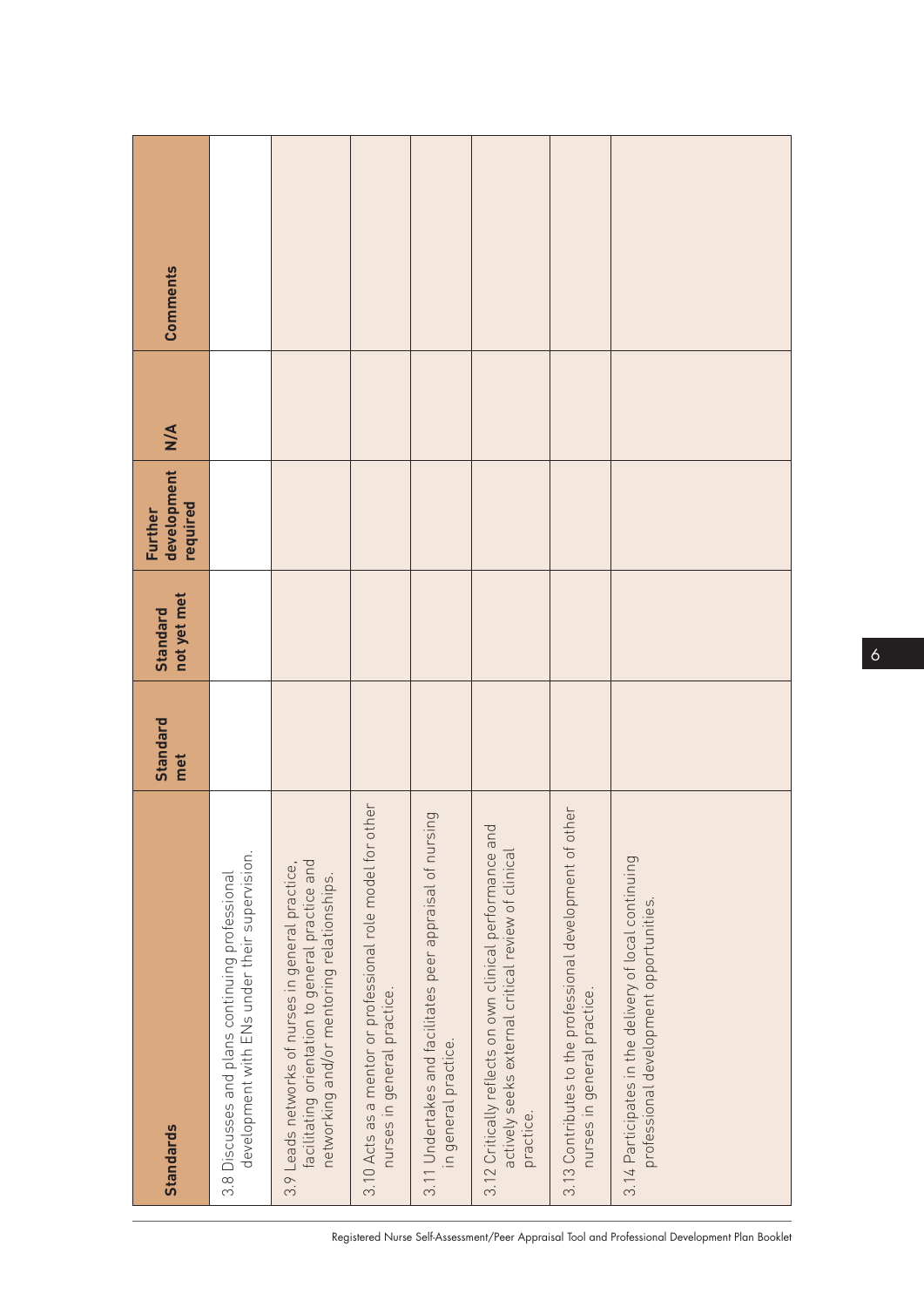| Standards | Standard met | Standard not yet met | Further development required | N/A | Comments |
|---|---|---|---|---|---|
| 3.8 Discusses and plans continuing professional development with ENs under their supervision. | | | | | |
| 3.9 Leads networks of nurses in general practice, facilitating orientation to general practice and networking and/or mentoring relationships. | | | | | |
| 3.10 Acts as a mentor or professional role model for other nurses in general practice. | | | | | |
| 3.11 Undertakes and facilitates peer appraisal of nursing in general practice. | | | | | |
| 3.12 Critically reflects on own clinical performance and actively seeks external critical review of clinical practice. | | | | | |
| 3.13 Contributes to the professional development of other nurses in general practice. | | | | | |
| 3.14 Participates in the delivery of local continuing professional development opportunities. | | | | | |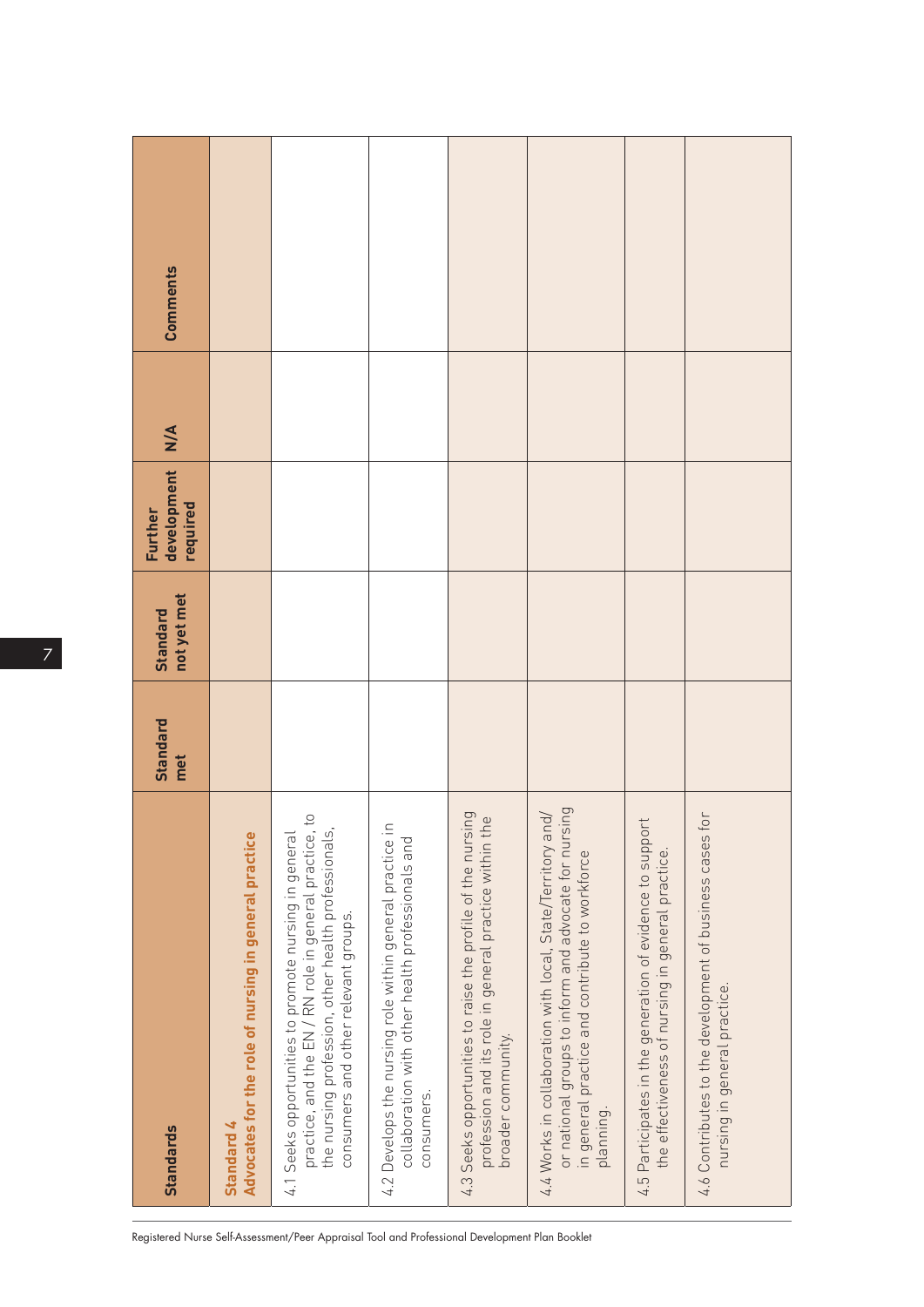| Standards | Standard met | Standard not yet met | Further development required | N/A | Comments |
|---|---|---|---|---|---|
| **Standard 4 Advocates for the role of nursing in general practice** | | | | | |
| 4.1 Seeks opportunities to promote nursing in general practice, and the EN / RN role in general practice, to the nursing profession, other health professionals, consumers and other relevant groups. | | | | | |
| 4.2 Develops the nursing role within general practice in collaboration with other health professionals and consumers. | | | | | |
| 4.3 Seeks opportunities to raise the profile of the nursing profession and its role in general practice within the broader community. | | | | | |
| 4.4 Works in collaboration with local, State/Territory and/or national groups to inform and advocate for nursing in general practice and contribute to workforce planning. | | | | | |
| 4.5 Participates in the generation of evidence to support the effectiveness of nursing in general practice. | | | | | |
| 4.6 Contributes to the development of business cases for nursing in general practice. | | | | | |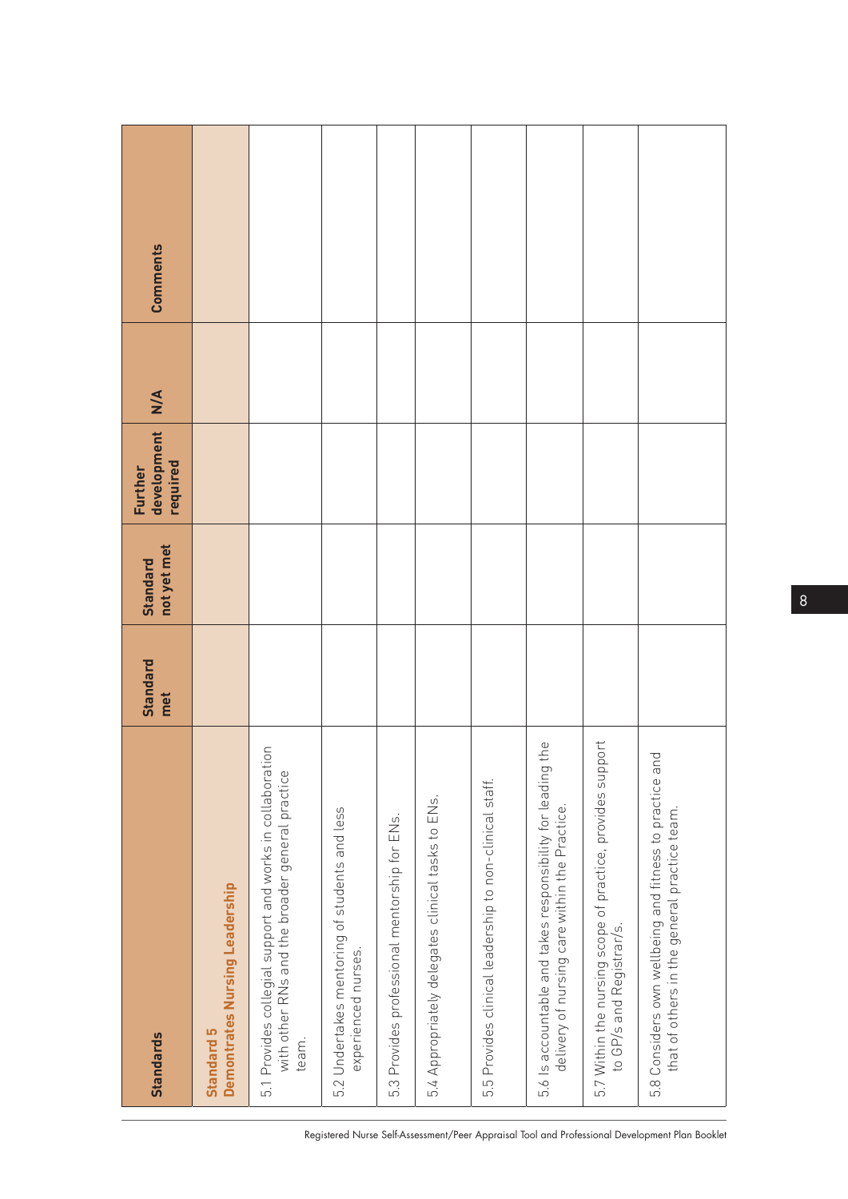| Standards | Standard met | Standard not yet met | Further development required | N/A | Comments |
|---|---|---|---|---|---|
| **Standard 5 Demontrates Nursing Leadership** | | | | | |
| 5.1 Provides collegial support and works in collaboration with other RNs and the broader general practice team. | | | | | |
| 5.2 Undertakes mentoring of students and less experienced nurses. | | | | | |
| 5.3 Provides professional mentorship for ENs. | | | | | |
| 5.4 Appropriately delegates clinical tasks to ENs. | | | | | |
| 5.5 Provides clinical leadership to non-clinical staff. | | | | | |
| 5.6 Is accountable and takes responsibility for leading the delivery of nursing care within the Practice. | | | | | |
| 5.7 Within the nursing scope of practice, provides support to GP/s and Registrar/s. | | | | | |
| 5.8 Considers own wellbeing and fitness to practice and that of others in the general practice team. | | | | | |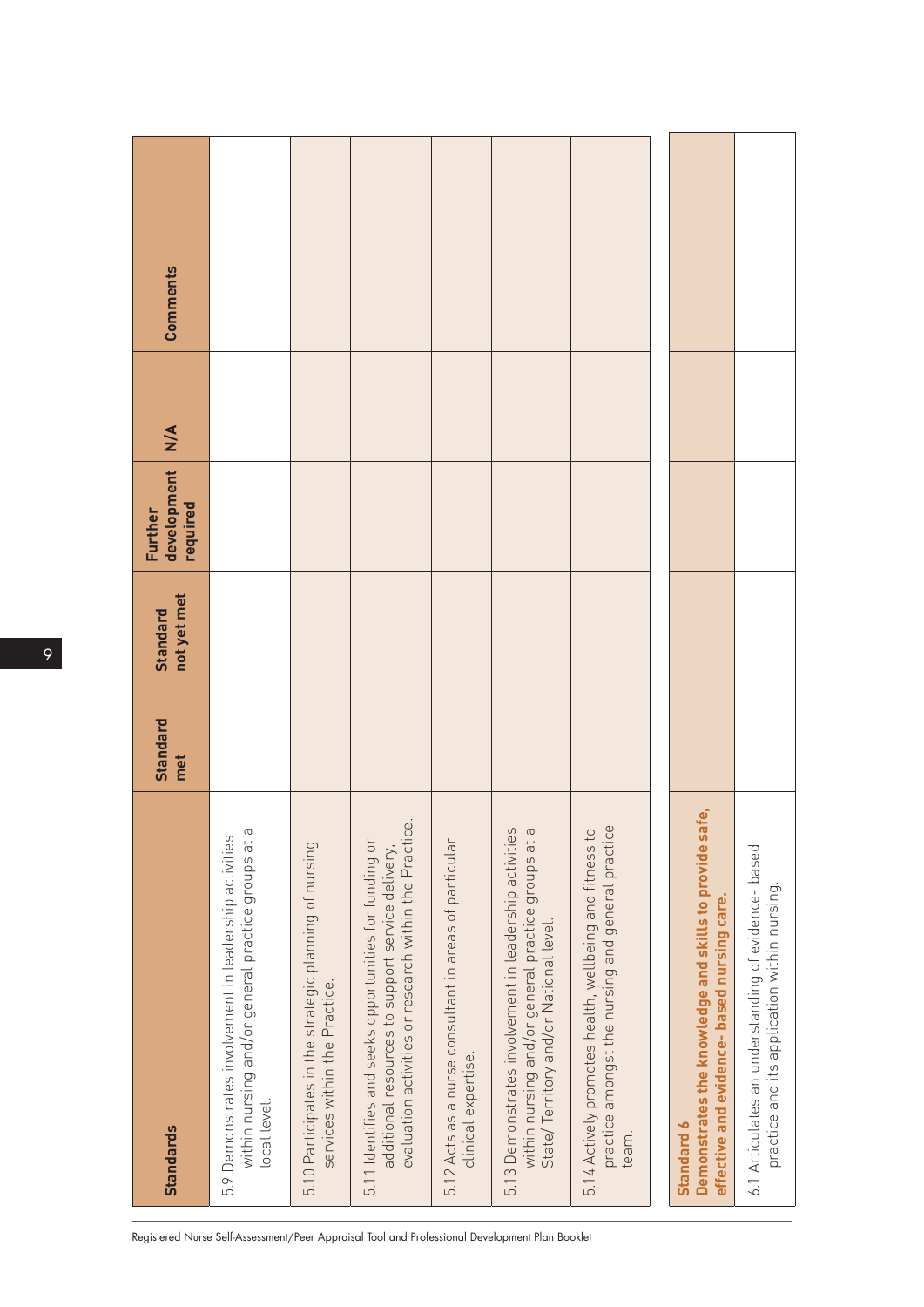| Standards | Standard met | Standard not yet met | Further development required | N/A | Comments |
|---|---|---|---|---|---|
| 5.9 Demonstrates involvement in leadership activities within nursing and/or general practice groups at a local level. | | | | | |
| 5.10 Participates in the strategic planning of nursing services within the Practice. | | | | | |
| 5.11 Identifies and seeks opportunities for funding or additional resources to support service delivery, evaluation activities or research within the Practice. | | | | | |
| 5.12 Acts as a nurse consultant in areas of particular clinical expertise. | | | | | |
| 5.13 Demonstrates involvement in leadership activities within nursing and/or general practice groups at a State/ Territory and/or National level. | | | | | |
| 5.14 Actively promotes health, wellbeing and fitness to practice amongst the nursing and general practice team. | | | | | |
| **Standard 6** **Demonstrates the knowledge and skills to provide safe, effective and evidence- based nursing care.** | | | | | |
| 6.1 Articulates an understanding of evidence- based practice and its application within nursing. | | | | | |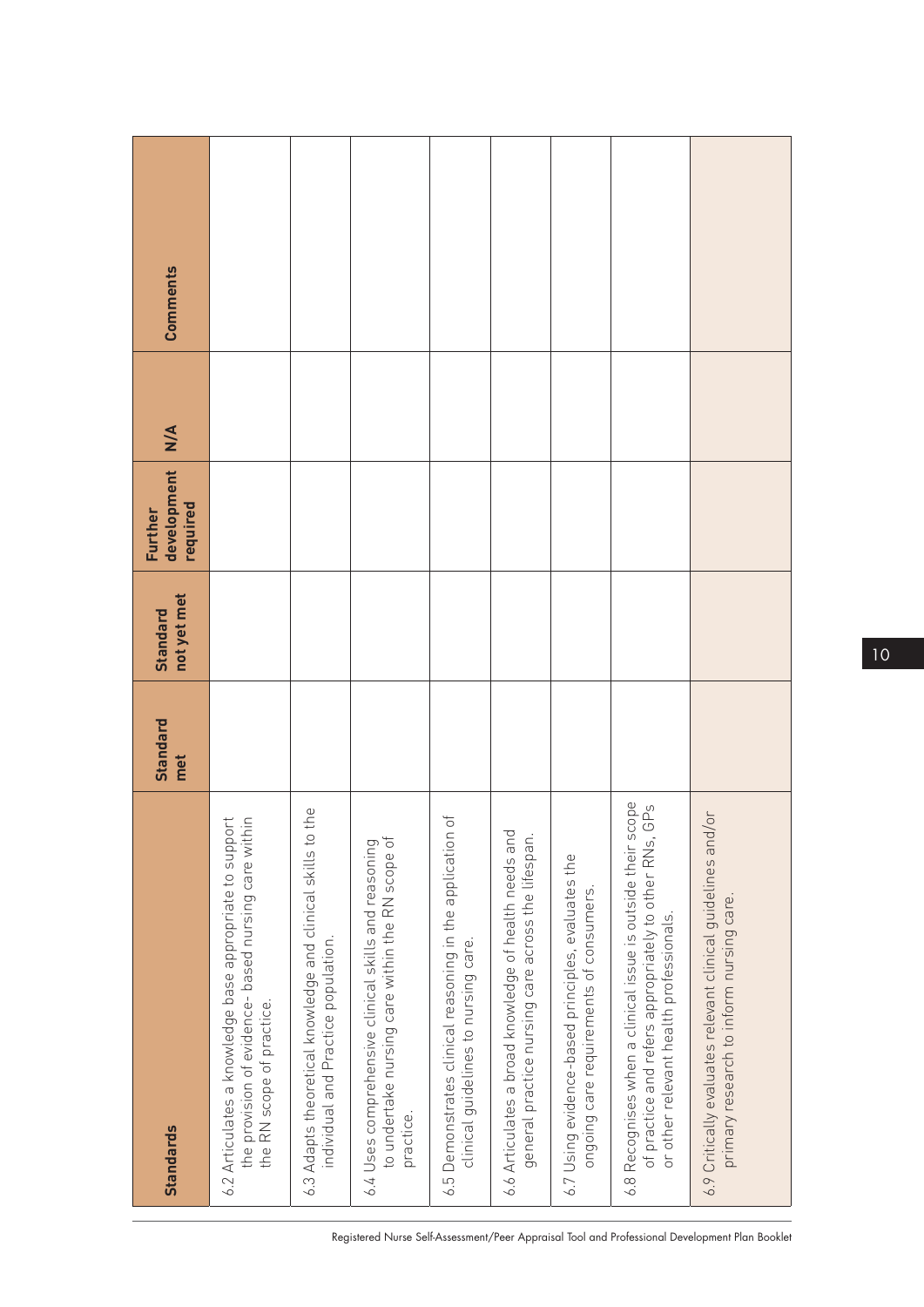| Standards | Standard met | Standard not yet met | Further development required | N/A | Comments |
|---|---|---|---|---|---|
| 6.2 Articulates a knowledge base appropriate to support the provision of evidence- based nursing care within the RN scope of practice. | | | | | |
| 6.3 Adapts theoretical knowledge and clinical skills to the individual and Practice population. | | | | | |
| 6.4 Uses comprehensive clinical skills and reasoning to undertake nursing care within the RN scope of practice. | | | | | |
| 6.5 Demonstrates clinical reasoning in the application of clinical guidelines to nursing care. | | | | | |
| 6.6 Articulates a broad knowledge of health needs and general practice nursing care across the lifespan. | | | | | |
| 6.7 Using evidence-based principles, evaluates the ongoing care requirements of consumers. | | | | | |
| 6.8 Recognises when a clinical issue is outside their scope of practice and refers appropriately to other RNs, GPs or other relevant health professionals. | | | | | |
| 6.9 Critically evaluates relevant clinical guidelines and/or primary research to inform nursing care. | | | | | |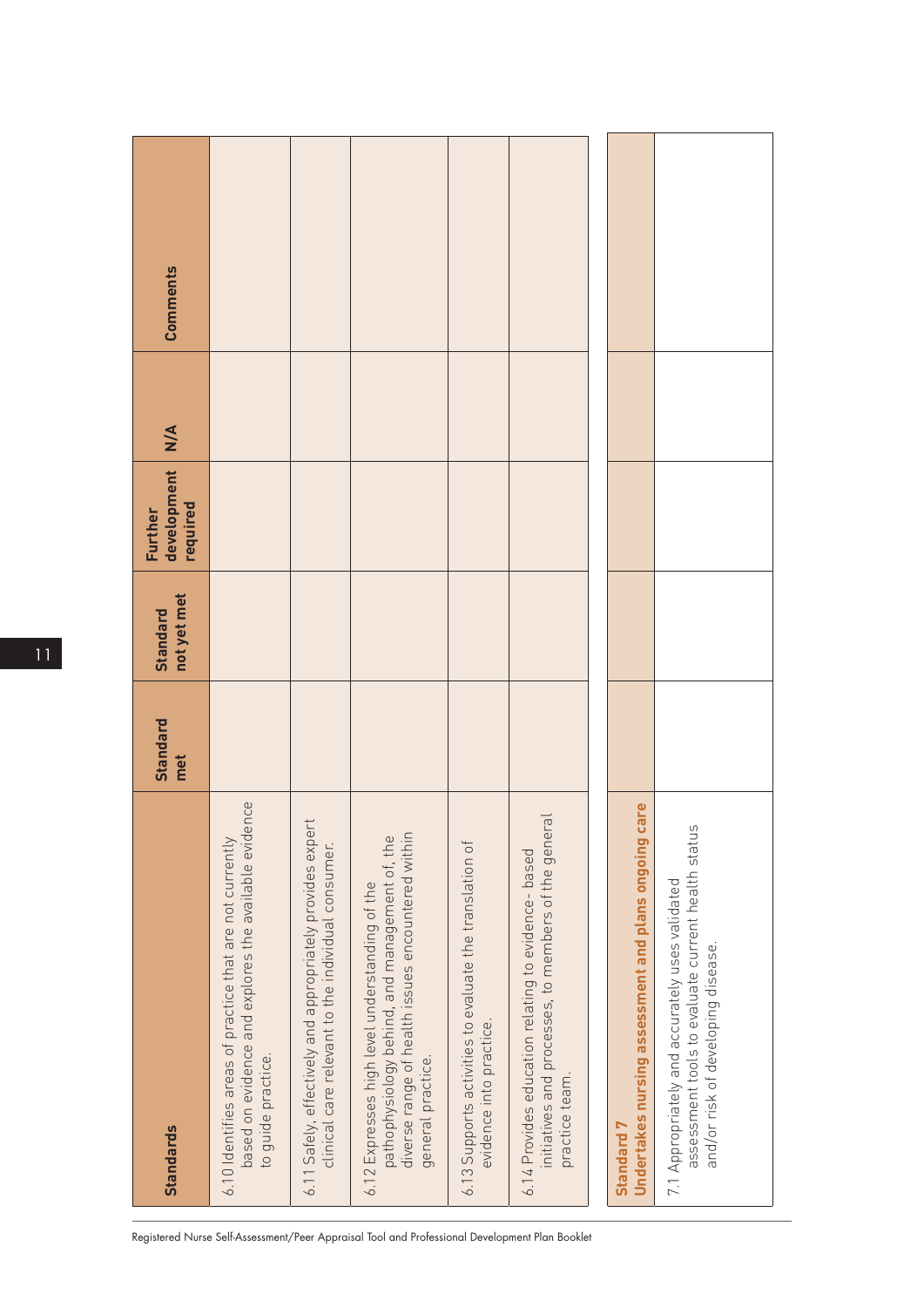| Standards | Standard met | Standard not yet met | Further development required | N/A | Comments |
|---|---|---|---|---|---|
| 6.10 Identifies areas of practice that are not currently based on evidence and explores the available evidence to guide practice. | | | | | |
| 6.11 Safely, effectively and appropriately provides expert clinical care relevant to the individual consumer. | | | | | |
| 6.12 Expresses high level understanding of the pathophysiology behind, and management of, the diverse range of health issues encountered within general practice. | | | | | |
| 6.13 Supports activities to evaluate the translation of evidence into practice. | | | | | |
| 6.14 Provides education relating to evidence- based initiatives and processes, to members of the general practice team. | | | | | |
| **Standard 7** **Undertakes nursing assessment and plans ongoing care** | | | | | |
| 7.1 Appropriately and accurately uses validated assessment tools to evaluate current health status and/or risk of developing disease. | | | | | |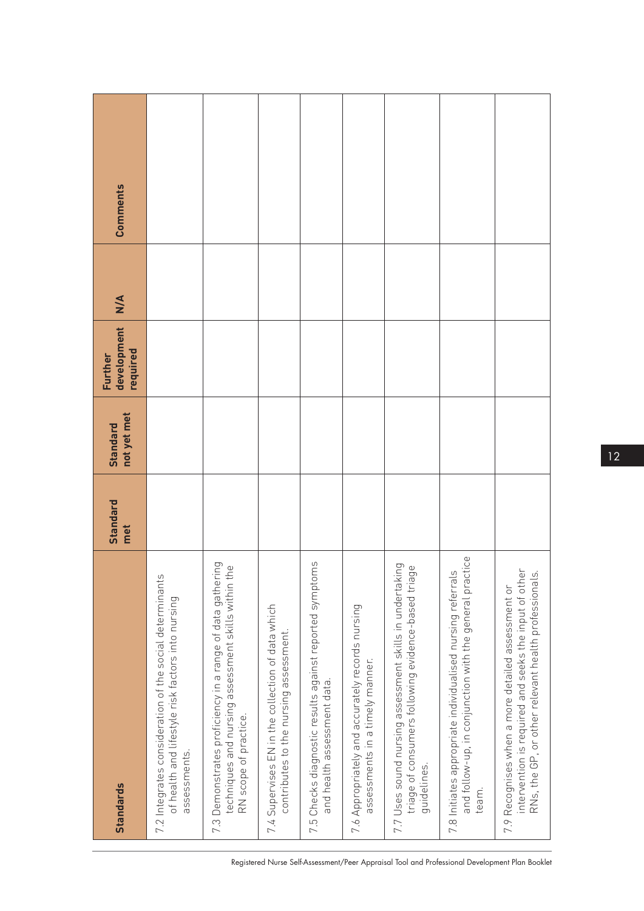| Standards | Standard met | Standard not yet met | Further development required | N/A | Comments |
| --- | --- | --- | --- | --- | --- |
| 7.2 Integrates consideration of the social determinants of health and lifestyle risk factors into nursing assessments. | | | | | |
| 7.3 Demonstrates proficiency in a range of data gathering techniques and nursing assessment skills within the RN scope of practice. | | | | | |
| 7.4 Supervises EN in the collection of data which contributes to the nursing assessment. | | | | | |
| 7.5 Checks diagnostic results against reported symptoms and health assessment data. | | | | | |
| 7.6 Appropriately and accurately records nursing assessments in a timely manner. | | | | | |
| 7.7 Uses sound nursing assessment skills in undertaking triage of consumers following evidence-based triage guidelines. | | | | | |
| 7.8 Initiates appropriate individualised nursing referrals and follow-up, in conjunction with the general practice team. | | | | | |
| 7.9 Recognises when a more detailed assessment or intervention is required and seeks the input of other RNs, the GP, or other relevant health professionals. | | | | | |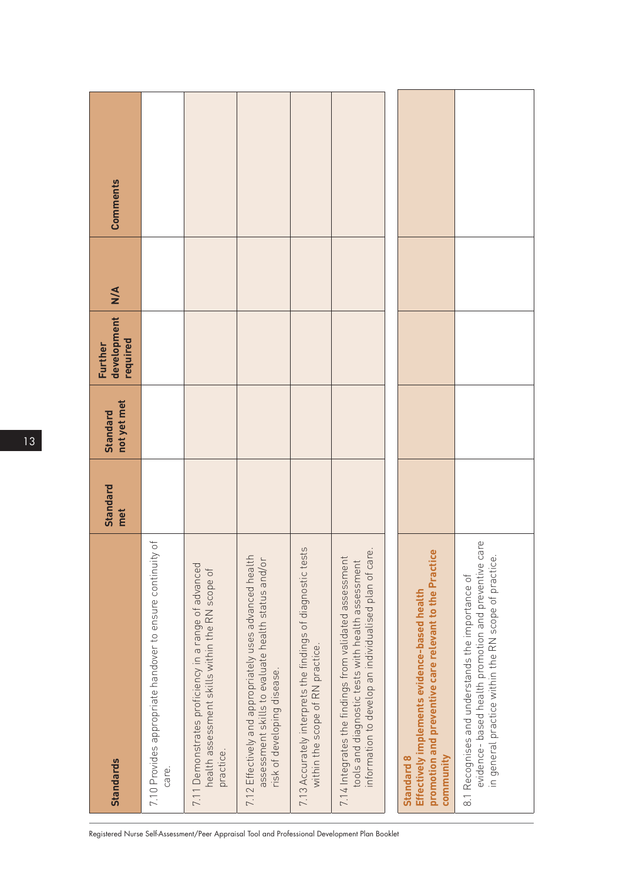| Standards | Standard met | Standard not yet met | Further development required | N/A | Comments |
| --- | --- | --- | --- | --- | --- |
| 7.10 Provides appropriate handover to ensure continuity of care. | | | | | |
| 7.11 Demonstrates proficiency in a range of advanced health assessment skills within the RN scope of practice. | | | | | |
| 7.12 Effectively and appropriately uses advanced health assessment skills to evaluate health status and/or risk of developing disease. | | | | | |
| 7.13 Accurately interprets the findings of diagnostic tests within the scope of RN practice. | | | | | |
| 7.14 Integrates the findings from validated assessment tools and diagnostic tests with health assessment information to develop an individualised plan of care. | | | | | |
| **Standard 8**<br>**Effectively implements evidence-based health promotion and preventive care relevant to the Practice community** | | | | | |
| 8.1 Recognises and understands the importance of evidence- based health promotion and preventive care in general practice within the RN scope of practice. | | | | | |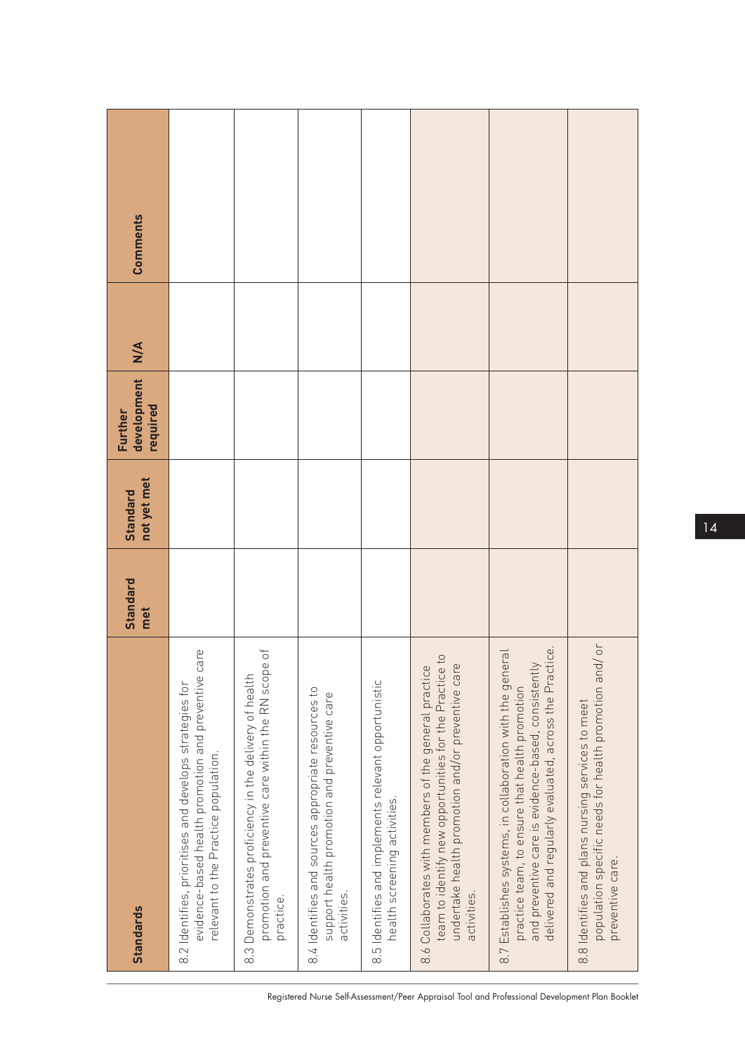| Standards | Standard met | Standard not yet met | Further development required | N/A | Comments |
|---|---|---|---|---|---|
| 8.2 Identifies, prioritises and develops strategies for evidence-based health promotion and preventive care relevant to the Practice population. | | | | | |
| 8.3 Demonstrates proficiency in the delivery of health promotion and preventive care within the RN scope of practice. | | | | | |
| 8.4 Identifies and sources appropriate resources to support health promotion and preventive care activities. | | | | | |
| 8.5 Identifies and implements relevant opportunistic health screening activities. | | | | | |
| 8.6 Collaborates with members of the general practice team to identify new opportunities for the Practice to undertake health promotion and/or preventive care activities. | | | | | |
| 8.7 Establishes systems, in collaboration with the general practice team, to ensure that health promotion and preventive care is evidence-based, consistently delivered and regularly evaluated, across the Practice. | | | | | |
| 8.8 Identifies and plans nursing services to meet population specific needs for health promotion and/ or preventive care. | | | | | |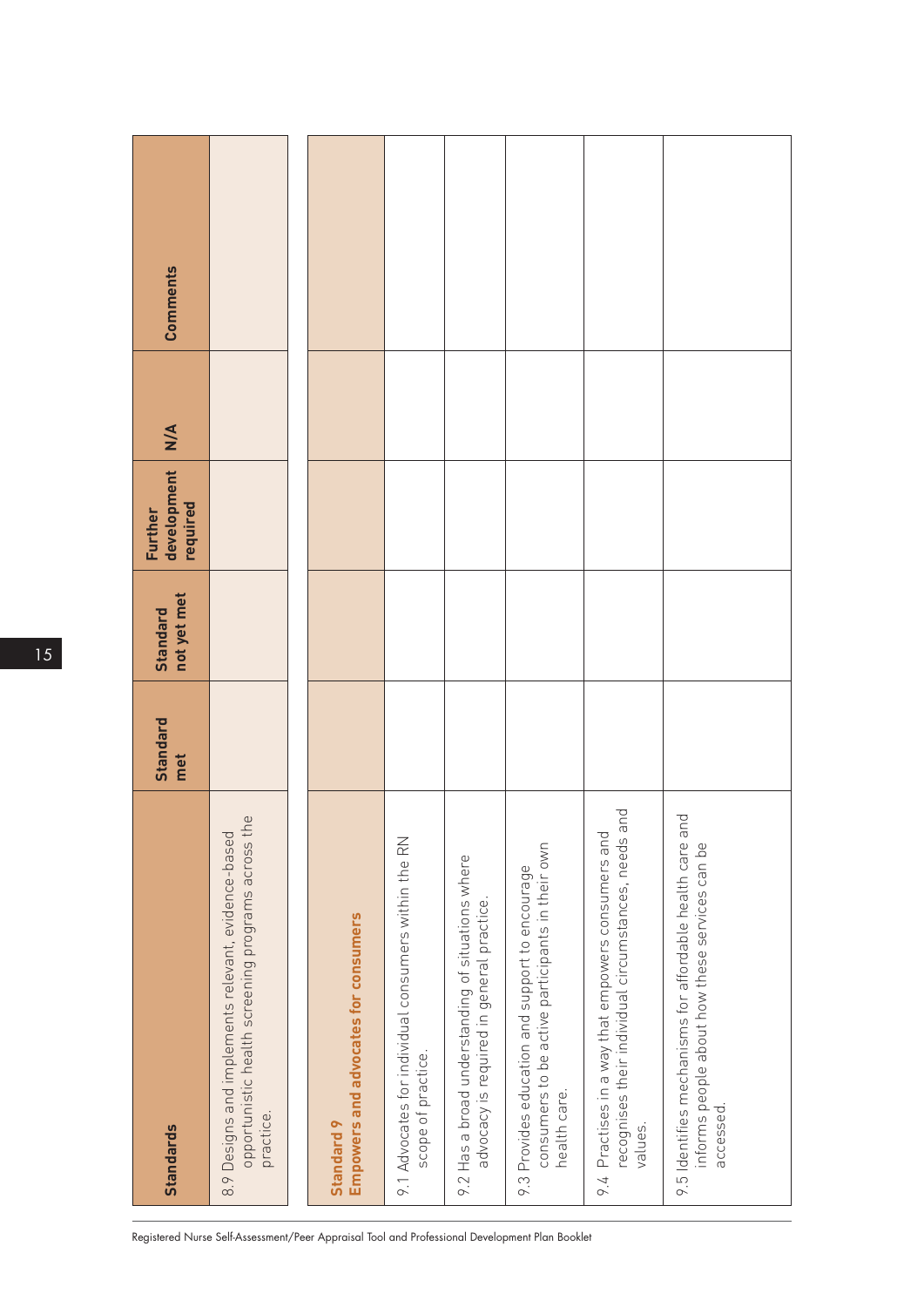| Standards | Standard met | Standard not yet met | Further development required | N/A | Comments |
|---|---|---|---|---|---|
| 8.9 Designs and implements relevant, evidence-based opportunistic health screening programs across the practice. | | | | | |

| Standards | Standard met | Standard not yet met | Further development required | N/A | Comments |
|---|---|---|---|---|---|
| **Standard 9** **Empowers and advocates for consumers** | | | | | |
| 9.1 Advocates for individual consumers within the RN scope of practice. | | | | | |
| 9.2 Has a broad understanding of situations where advocacy is required in general practice. | | | | | |
| 9.3 Provides education and support to encourage consumers to be active participants in their own health care. | | | | | |
| 9.4 Practises in a way that empowers consumers and recognises their individual circumstances, needs and values. | | | | | |
| 9.5 Identifies mechanisms for affordable health care and informs people about how these services can be accessed. | | | | | |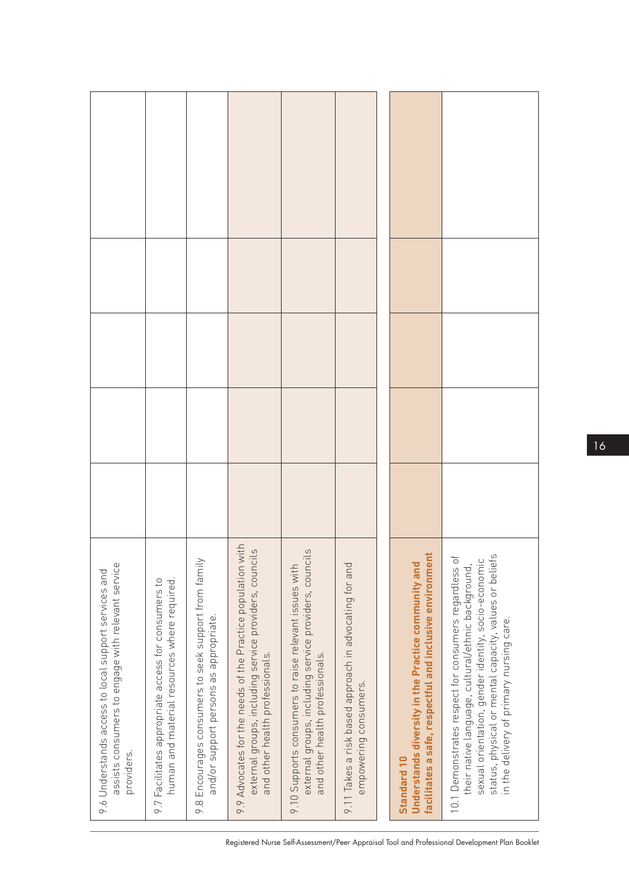| | | | | | |
|---|---|---|---|---|---|
| 9.6 Understands access to local support services and assists consumers to engage with relevant service providers. | | | | | |
| 9.7 Facilitates appropriate access for consumers to human and material resources where required. | | | | | |
| 9.8 Encourages consumers to seek support from family and/or support persons as appropriate. | | | | | |
| 9.9 Advocates for the needs of the Practice population with external groups, including service providers, councils and other health professionals. | | | | | |
| 9.10 Supports consumers to raise relevant issues with external groups, including service providers, councils and other health professionals. | | | | | |
| 9.11 Takes a risk based approach in advocating for and empowering consumers. | | | | | |

| | | | | | |
|---|---|---|---|---|---|
| **Standard 10** **Understands diversity in the Practice community and facilitates a safe, respectful and inclusive environment** | | | | | |
| 10.1 Demonstrates respect for consumers regardless of their native language, cultural/ethnic background, sexual orientation, gender identity, socio-economic status, physical or mental capacity, values or beliefs in the delivery of primary nursing care. | | | | | |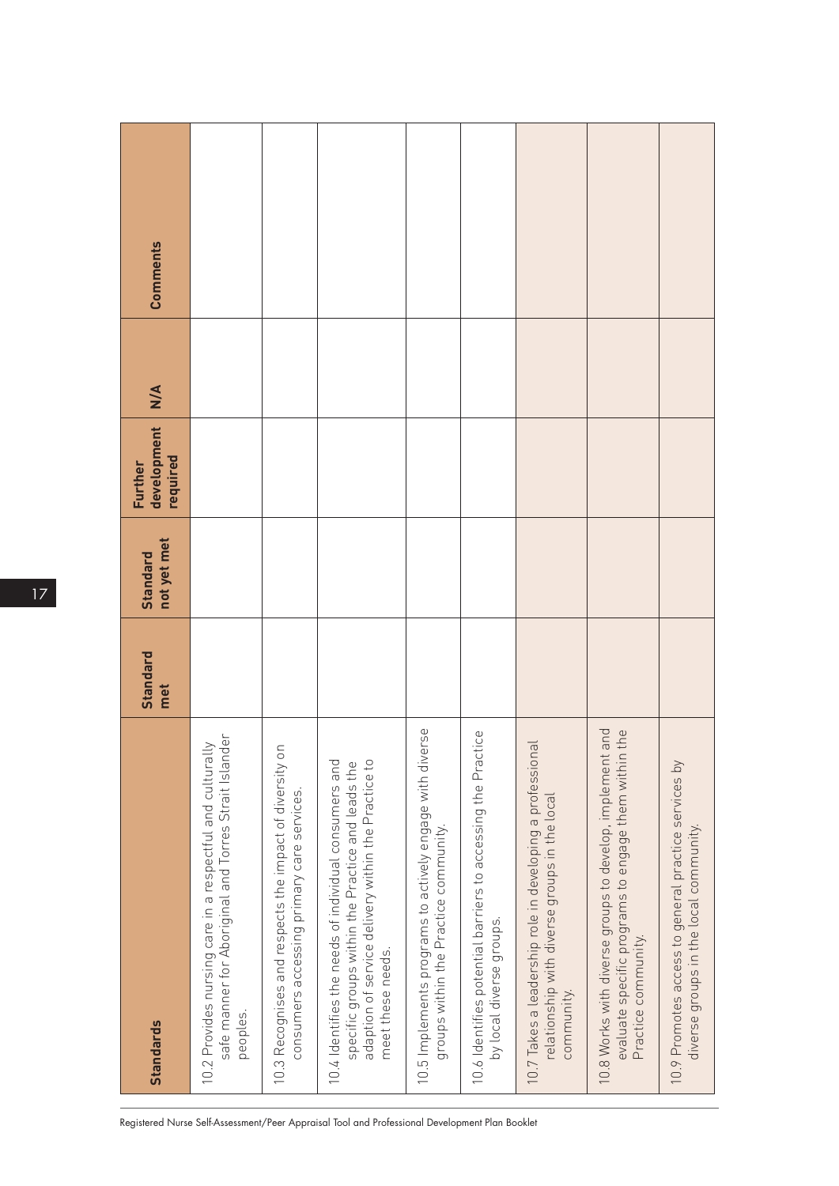| Standards | Standard met | Standard not yet met | Further development required | N/A | Comments |
|---|---|---|---|---|---|
| 10.2 Provides nursing care in a respectful and culturally safe manner for Aboriginal and Torres Strait Islander peoples. | | | | | |
| 10.3 Recognises and respects the impact of diversity on consumers accessing primary care services. | | | | | |
| 10.4 Identifies the needs of individual consumers and specific groups within the Practice and leads the adaption of service delivery within the Practice to meet these needs. | | | | | |
| 10.5 Implements programs to actively engage with diverse groups within the Practice community. | | | | | |
| 10.6 Identifies potential barriers to accessing the Practice by local diverse groups. | | | | | |
| 10.7 Takes a leadership role in developing a professional relationship with diverse groups in the local community. | | | | | |
| 10.8 Works with diverse groups to develop, implement and evaluate specific programs to engage them within the Practice community. | | | | | |
| 10.9 Promotes access to general practice services by diverse groups in the local community. | | | | | |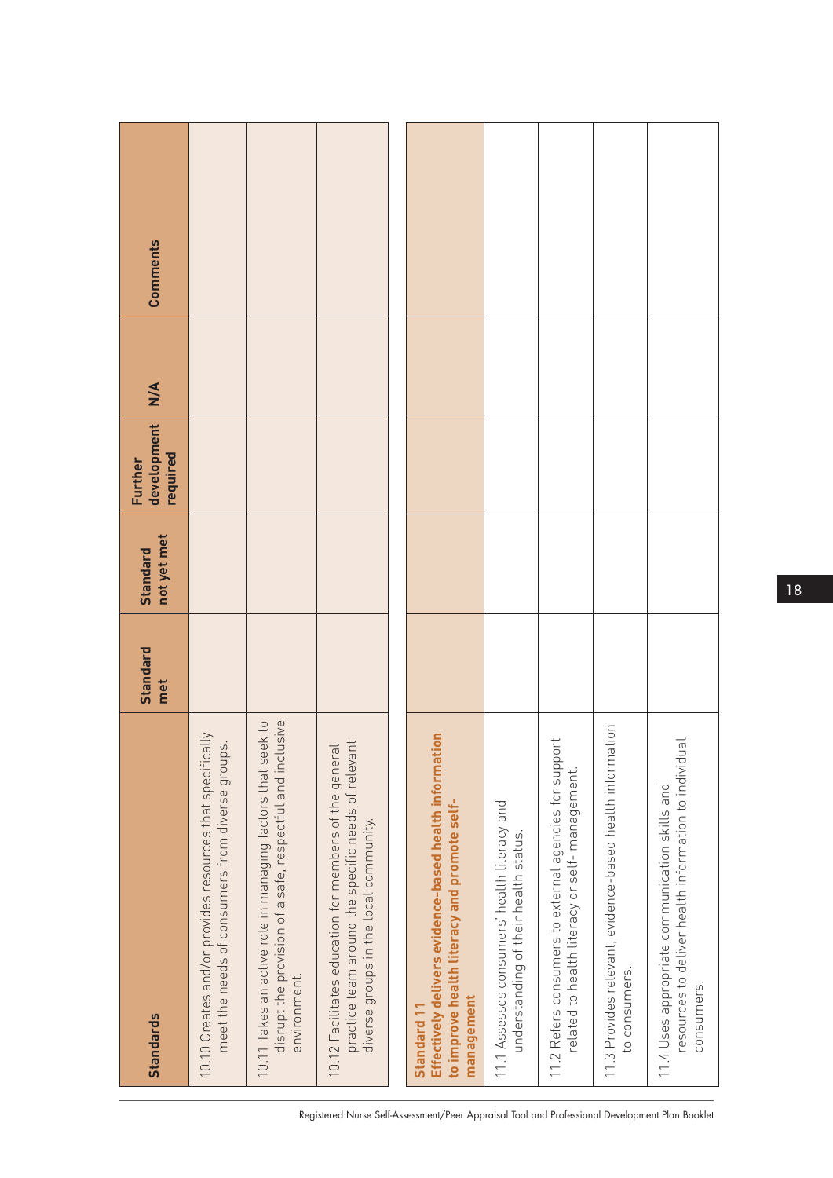| Standards | Standard met | Standard not yet met | Further development required | N/A | Comments |
|---|---|---|---|---|---|
| 10.10 Creates and/or provides resources that specifically meet the needs of consumers from diverse groups. | | | | | |
| 10.11 Takes an active role in managing factors that seek to disrupt the provision of a safe, respectful and inclusive environment. | | | | | |
| 10.12 Facilitates education for members of the general practice team around the specific needs of relevant diverse groups in the local community. | | | | | |

| Standards | Standard met | Standard not yet met | Further development required | N/A | Comments |
|---|---|---|---|---|---|
| **Standard 11** **Effectively delivers evidence-based health information to improve health literacy and promote self-management** | | | | | |
| 11.1 Assesses consumers' health literacy and understanding of their health status. | | | | | |
| 11.2 Refers consumers to external agencies for support related to health literacy or self- management. | | | | | |
| 11.3 Provides relevant, evidence-based health information to consumers. | | | | | |
| 11.4 Uses appropriate communication skills and resources to deliver health information to individual consumers. | | | | | |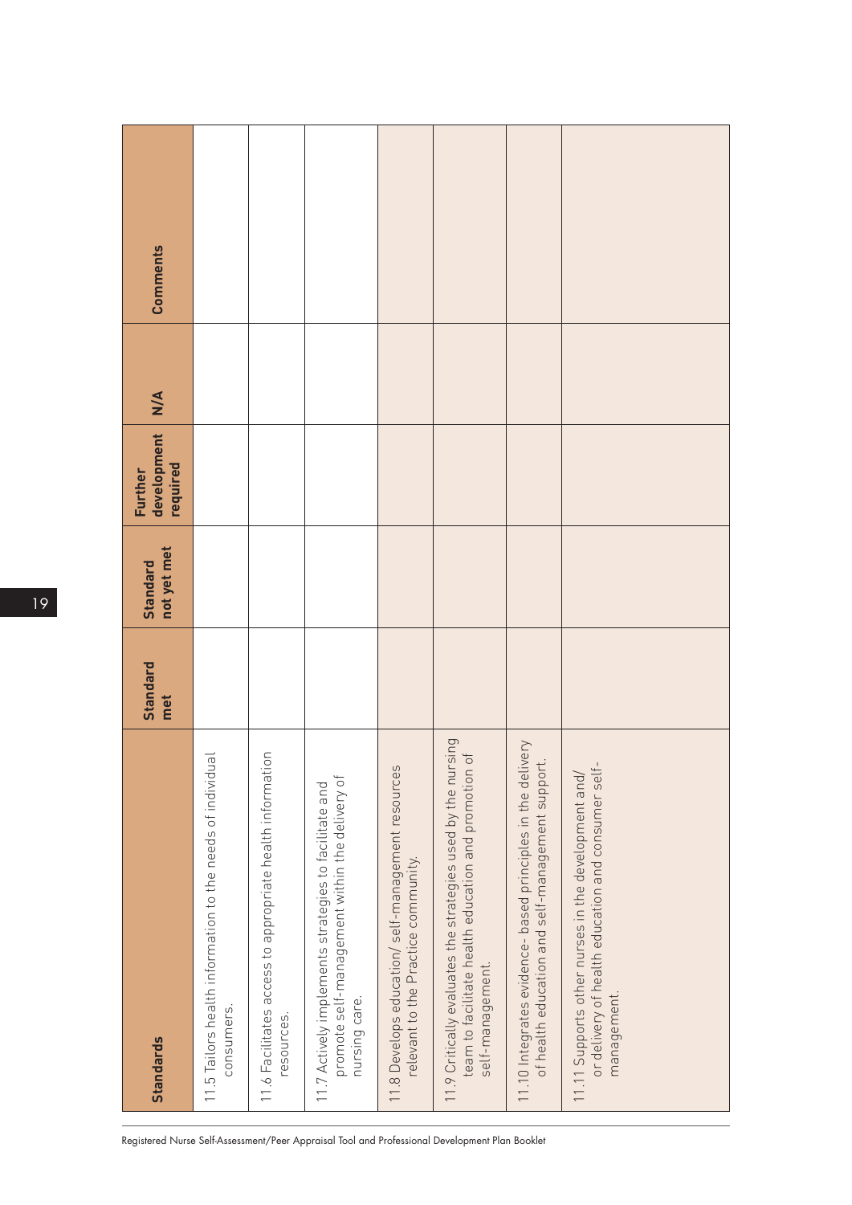| Standards | Standard met | Standard not yet met | Further development required | N/A | Comments |
|---|---|---|---|---|---|
| 11.5 Tailors health information to the needs of individual consumers. | | | | | |
| 11.6 Facilitates access to appropriate health information resources. | | | | | |
| 11.7 Actively implements strategies to facilitate and promote self-management within the delivery of nursing care. | | | | | |
| 11.8 Develops education/ self-management resources relevant to the Practice community. | | | | | |
| 11.9 Critically evaluates the strategies used by the nursing team to facilitate health education and promotion of self-management. | | | | | |
| 11.10 Integrates evidence- based principles in the delivery of health education and self-management support. | | | | | |
| 11.11 Supports other nurses in the development and/ or delivery of health education and consumer self-management. | | | | | |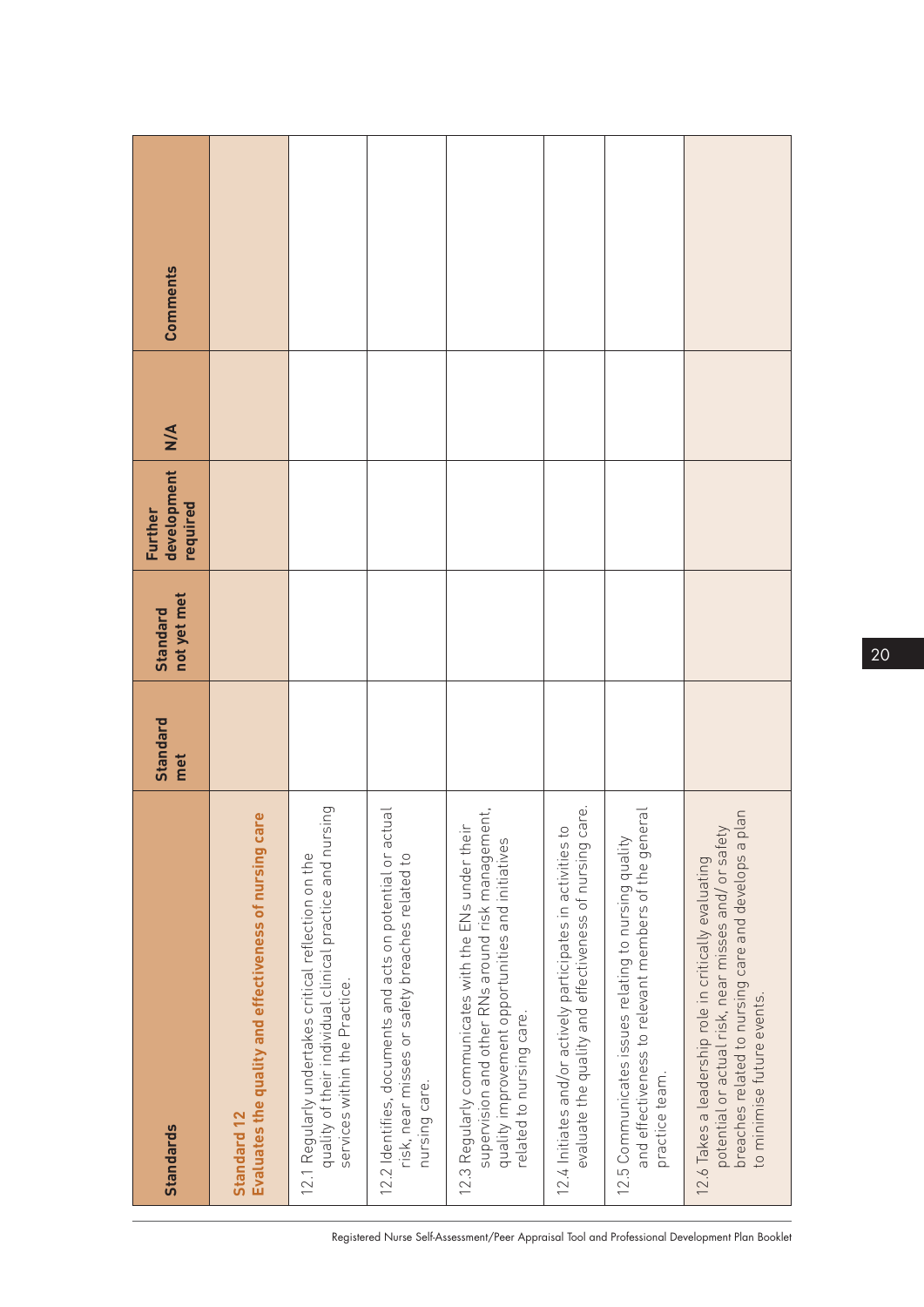| Standards | Standard met | Standard not yet met | Further development required | N/A | Comments |
|---|---|---|---|---|---|
| **Standard 12** **Evaluates the quality and effectiveness of nursing care** | | | | | |
| 12.1 Regularly undertakes critical reflection on the quality of their individual clinical practice and nursing services within the Practice. | | | | | |
| 12.2 Identifies, documents and acts on potential or actual risk, near misses or safety breaches related to nursing care. | | | | | |
| 12.3 Regularly communicates with the ENs under their supervision and other RNs around risk management, quality improvement opportunities and initiatives related to nursing care. | | | | | |
| 12.4 Initiates and/or actively participates in activities to evaluate the quality and effectiveness of nursing care. | | | | | |
| 12.5 Communicates issues relating to nursing quality and effectiveness to relevant members of the general practice team. | | | | | |
| 12.6 Takes a leadership role in critically evaluating potential or actual risk, near misses and/or safety breaches related to nursing care and develops a plan to minimise future events. | | | | | |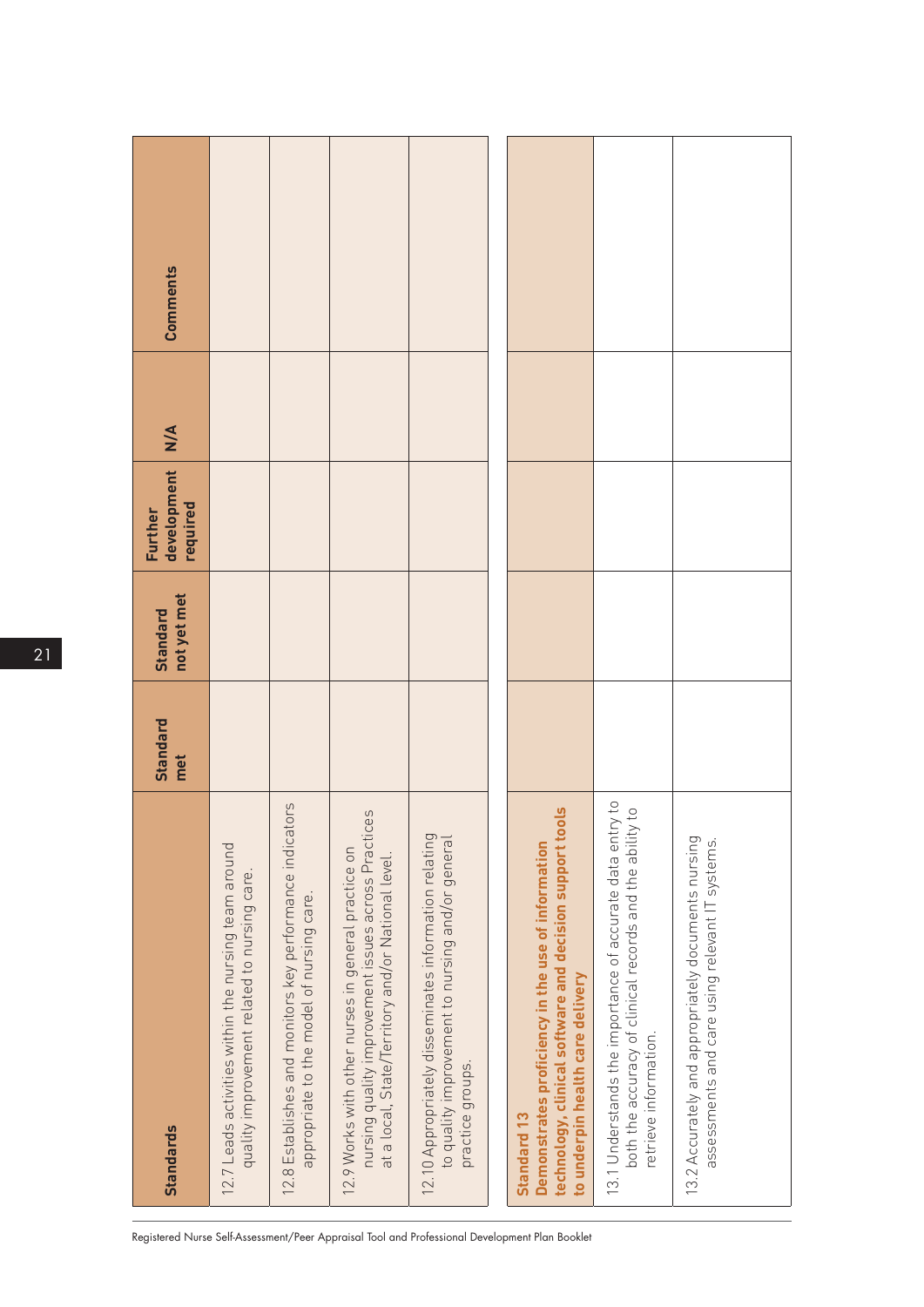| Standards | Standard met | Standard not yet met | Further development required | N/A | Comments |
| --- | --- | --- | --- | --- | --- |
| 12.7 Leads activities within the nursing team around quality improvement related to nursing care. | | | | | |
| 12.8 Establishes and monitors key performance indicators appropriate to the model of nursing care. | | | | | |
| 12.9 Works with other nurses in general practice on nursing quality improvement issues across Practices at a local, State/Territory and/or National level. | | | | | |
| 12.10 Appropriately disseminates information relating to quality improvement to nursing and/or general practice groups. | | | | | |
| **Standard 13 Demonstrates proficiency in the use of information technology, clinical software and decision support tools to underpin health care delivery** | | | | | |
| 13.1 Understands the importance of accurate data entry to both the accuracy of clinical records and the ability to retrieve information. | | | | | |
| 13.2 Accurately and appropriately documents nursing assessments and care using relevant IT systems. | | | | | |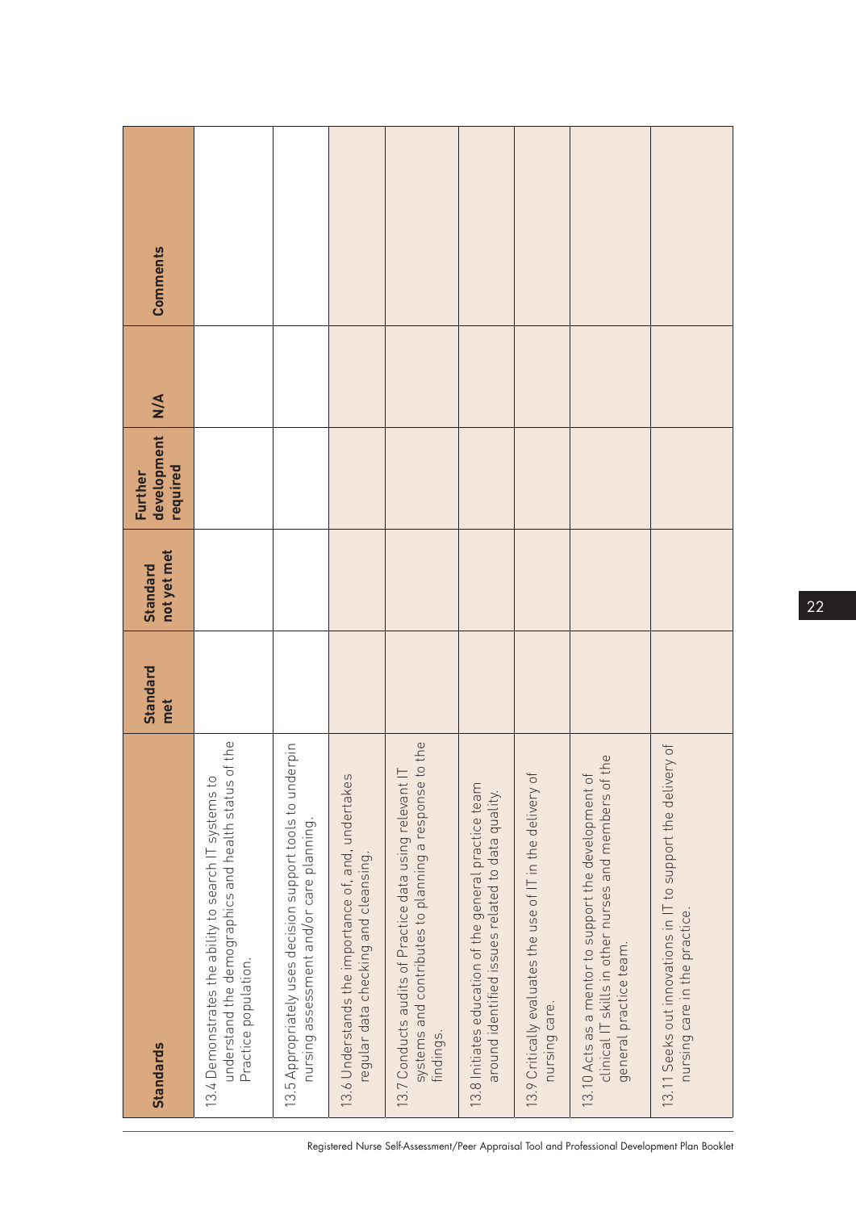| Standards | Standard met | Standard not yet met | Further development required | N/A | Comments |
|---|---|---|---|---|---|
| 13.4 Demonstrates the ability to search IT systems to understand the demographics and health status of the Practice population. | | | | | |
| 13.5 Appropriately uses decision support tools to underpin nursing assessment and/or care planning. | | | | | |
| 13.6 Understands the importance of, and, undertakes regular data checking and cleansing. | | | | | |
| 13.7 Conducts audits of Practice data using relevant IT systems and contributes to planning a response to the findings. | | | | | |
| 13.8 Initiates education of the general practice team around identified issues related to data quality. | | | | | |
| 13.9 Critically evaluates the use of IT in the delivery of nursing care. | | | | | |
| 13.10 Acts as a mentor to support the development of clinical IT skills in other nurses and members of the general practice team. | | | | | |
| 13.11 Seeks out innovations in IT to support the delivery of nursing care in the practice. | | | | | |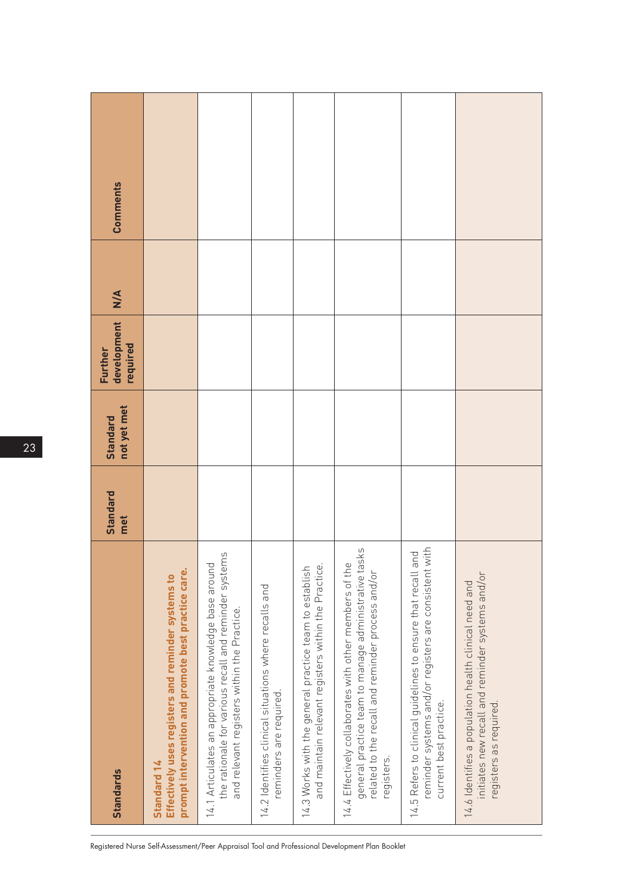| Standards | Standard met | Standard not yet met | Further development required | N/A | Comments |
|---|---|---|---|---|---|
| **Standard 14**<br>**Effectively uses registers and reminder systems to prompt intervention and promote best practice care.** | | | | | |
| 14.1 Articulates an appropriate knowledge base around the rationale for various recall and reminder systems and relevant registers within the Practice. | | | | | |
| 14.2 Identifies clinical situations where recalls and reminders are required. | | | | | |
| 14.3 Works with the general practice team to establish and maintain relevant registers within the Practice. | | | | | |
| 14.4 Effectively collaborates with other members of the general practice team to manage administrative tasks related to the recall and reminder process and/or registers. | | | | | |
| 14.5 Refers to clinical guidelines to ensure that recall and reminder systems and/or registers are consistent with current best practice. | | | | | |
| 14.6 Identifies a population health clinical need and initiates new recall and reminder systems and/or registers as required. | | | | | |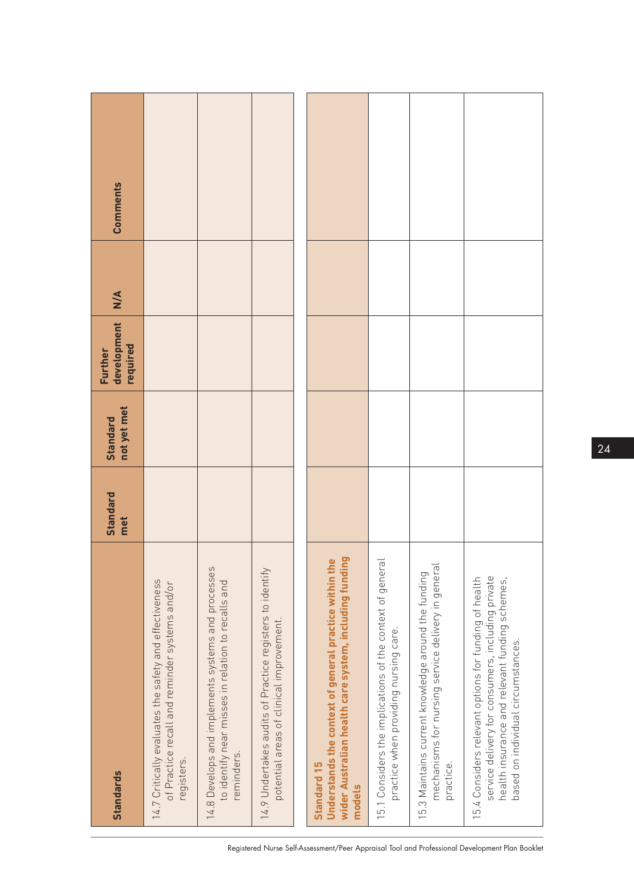| Standards | Standard met | Standard not yet met | Further development required | N/A | Comments |
|---|---|---|---|---|---|
| 14.7 Critically evaluates the safety and effectiveness of Practice recall and reminder systems and/or registers. | | | | | |
| 14.8 Develops and implements systems and processes to identify near misses in relation to recalls and reminders. | | | | | |
| 14.9 Undertakes audits of Practice registers to identify potential areas of clinical improvement. | | | | | |

| **Standard 15 Understands the context of general practice within the wider Australian health care system, including funding models** | | | | | |
|---|---|---|---|---|---|
| 15.1 Considers the implications of the context of general practice when providing nursing care. | | | | | |
| 15.3 Maintains current knowledge around the funding mechanisms for nursing service delivery in general practice. | | | | | |
| 15.4 Considers relevant options for funding of health service delivery for consumers, including private health insurance and relevant funding schemes, based on individual circumstances. | | | | | |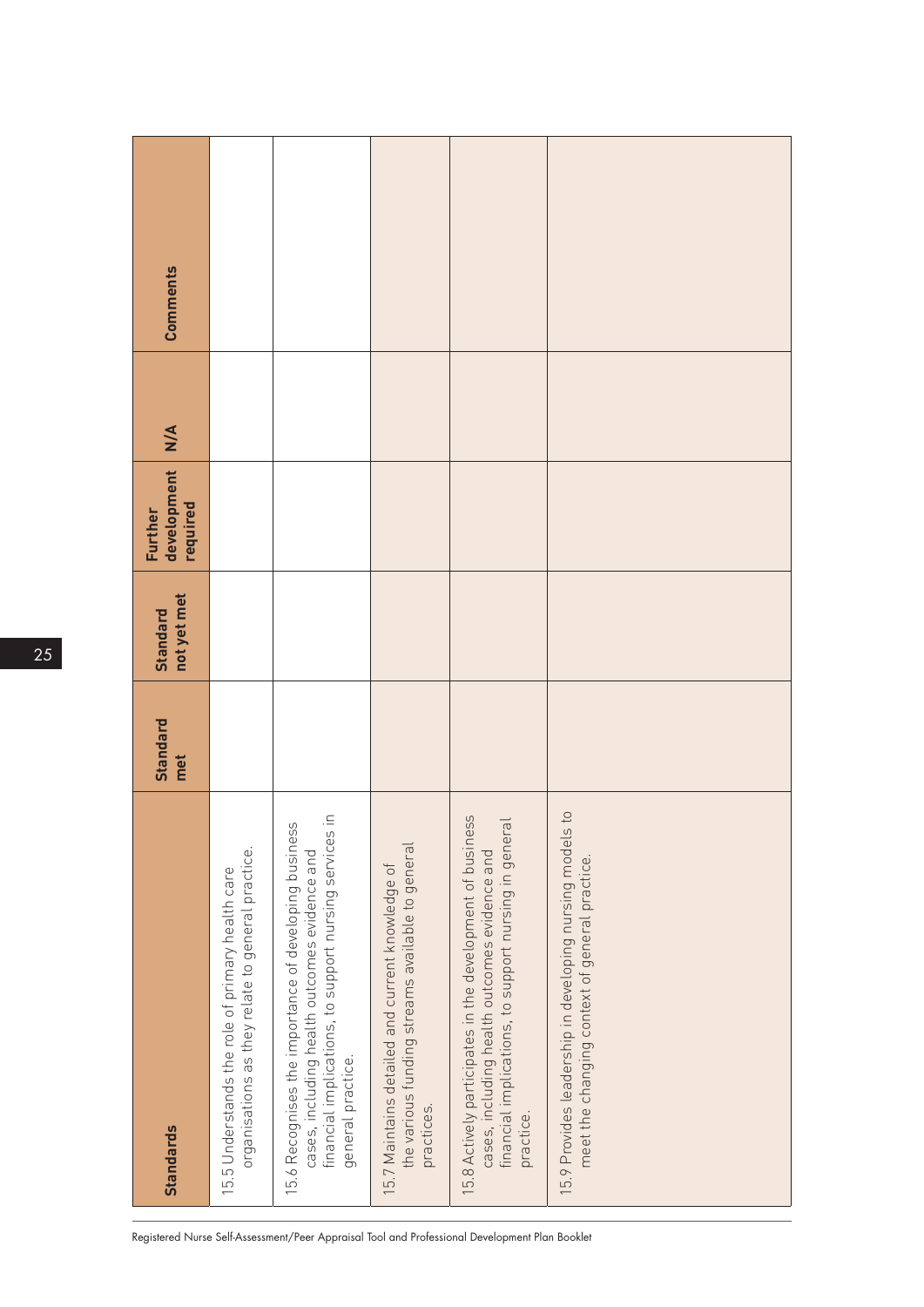| Standards | Standard met | Standard not yet met | Further development required | N/A | Comments |
|---|---|---|---|---|---|
| 15.5 Understands the role of primary health care organisations as they relate to general practice. | | | | | |
| 15.6 Recognises the importance of developing business cases, including health outcomes evidence and financial implications, to support nursing services in general practice. | | | | | |
| 15.7 Maintains detailed and current knowledge of the various funding streams available to general practices. | | | | | |
| 15.8 Actively participates in the development of business cases, including health outcomes evidence and financial implications, to support nursing in general practice. | | | | | |
| 15.9 Provides leadership in developing nursing models to meet the changing context of general practice. | | | | | |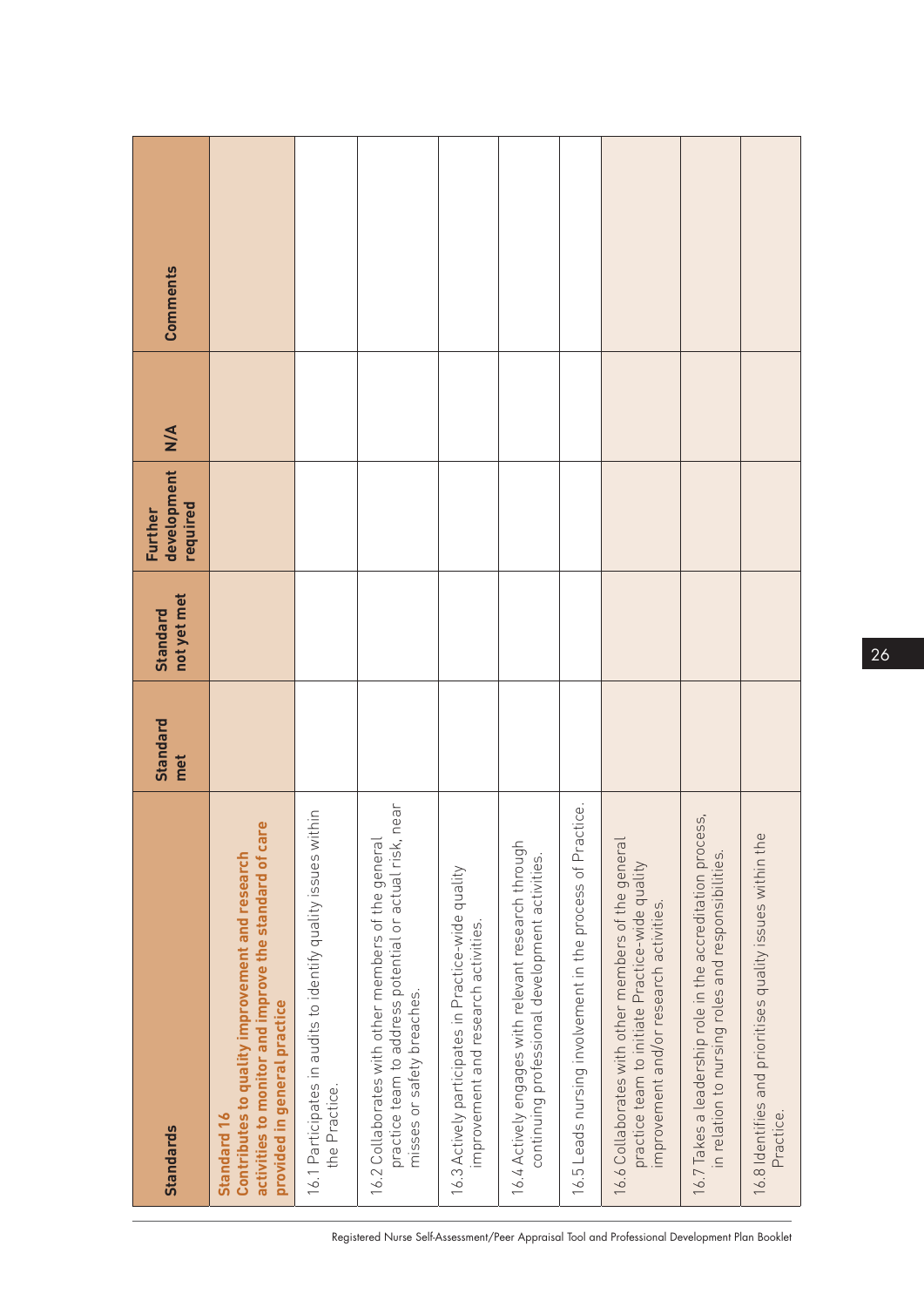| Standards | Standard met | Standard not yet met | Further development required | N/A | Comments |
|---|---|---|---|---|---|
| **Standard 16 Contributes to quality improvement and research activities to monitor and improve the standard of care provided in general practice** | | | | | |
| 16.1 Participates in audits to identify quality issues within the Practice. | | | | | |
| 16.2 Collaborates with other members of the general practice team to address potential or actual risk, near misses or safety breaches. | | | | | |
| 16.3 Actively participates in Practice-wide quality improvement and research activities. | | | | | |
| 16.4 Actively engages with relevant research through continuing professional development activities. | | | | | |
| 16.5 Leads nursing involvement in the process of Practice. | | | | | |
| 16.6 Collaborates with other members of the general practice team to initiate Practice-wide quality improvement and/or research activities. | | | | | |
| 16.7 Takes a leadership role in the accreditation process, in relation to nursing roles and responsibilities. | | | | | |
| 16.8 Identifies and prioritises quality issues within the Practice. | | | | | |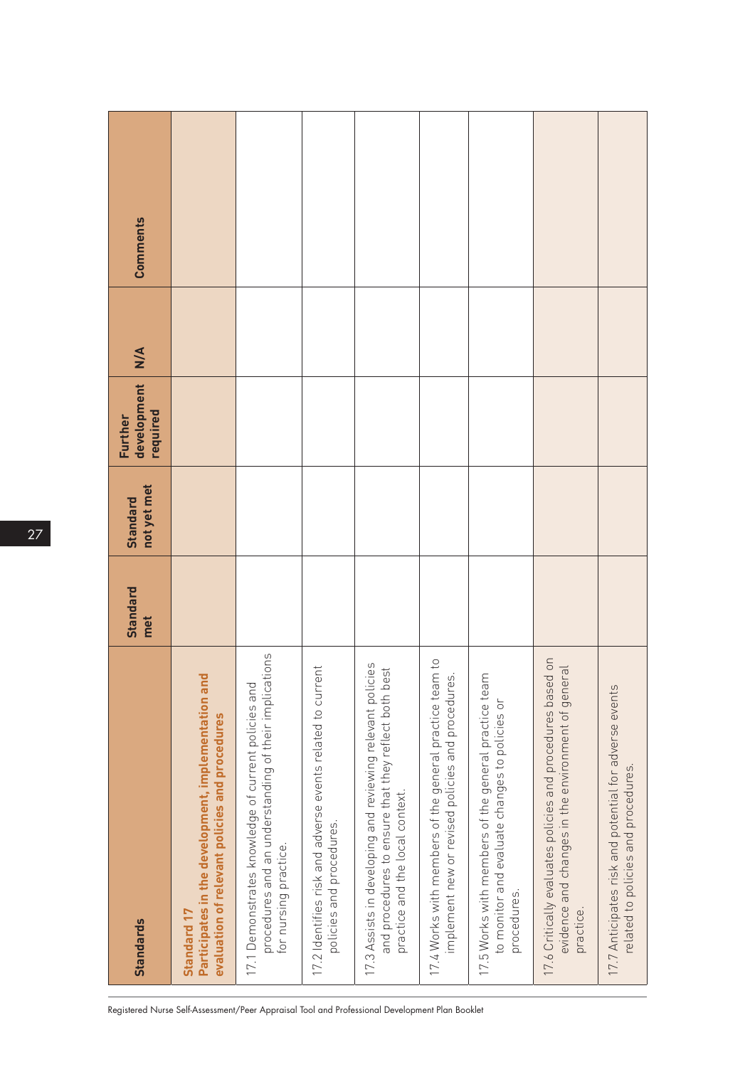| Standards | Standard met | Standard not yet met | Further development required | N/A | Comments |
|---|---|---|---|---|---|
| **Standard 17** **Participates in the development, implementation and evaluation of relevant policies and procedures** | | | | | |
| 17.1 Demonstrates knowledge of current policies and procedures and an understanding of their implications for nursing practice. | | | | | |
| 17.2 Identifies risk and adverse events related to current policies and procedures. | | | | | |
| 17.3 Assists in developing and reviewing relevant policies and procedures to ensure that they reflect both best practice and the local context. | | | | | |
| 17.4 Works with members of the general practice team to implement new or revised policies and procedures. | | | | | |
| 17.5 Works with members of the general practice team to monitor and evaluate changes to policies or procedures. | | | | | |
| 17.6 Critically evaluates policies and procedures based on evidence and changes in the environment of general practice. | | | | | |
| 17.7 Anticipates risk and potential for adverse events related to policies and procedures. | | | | | |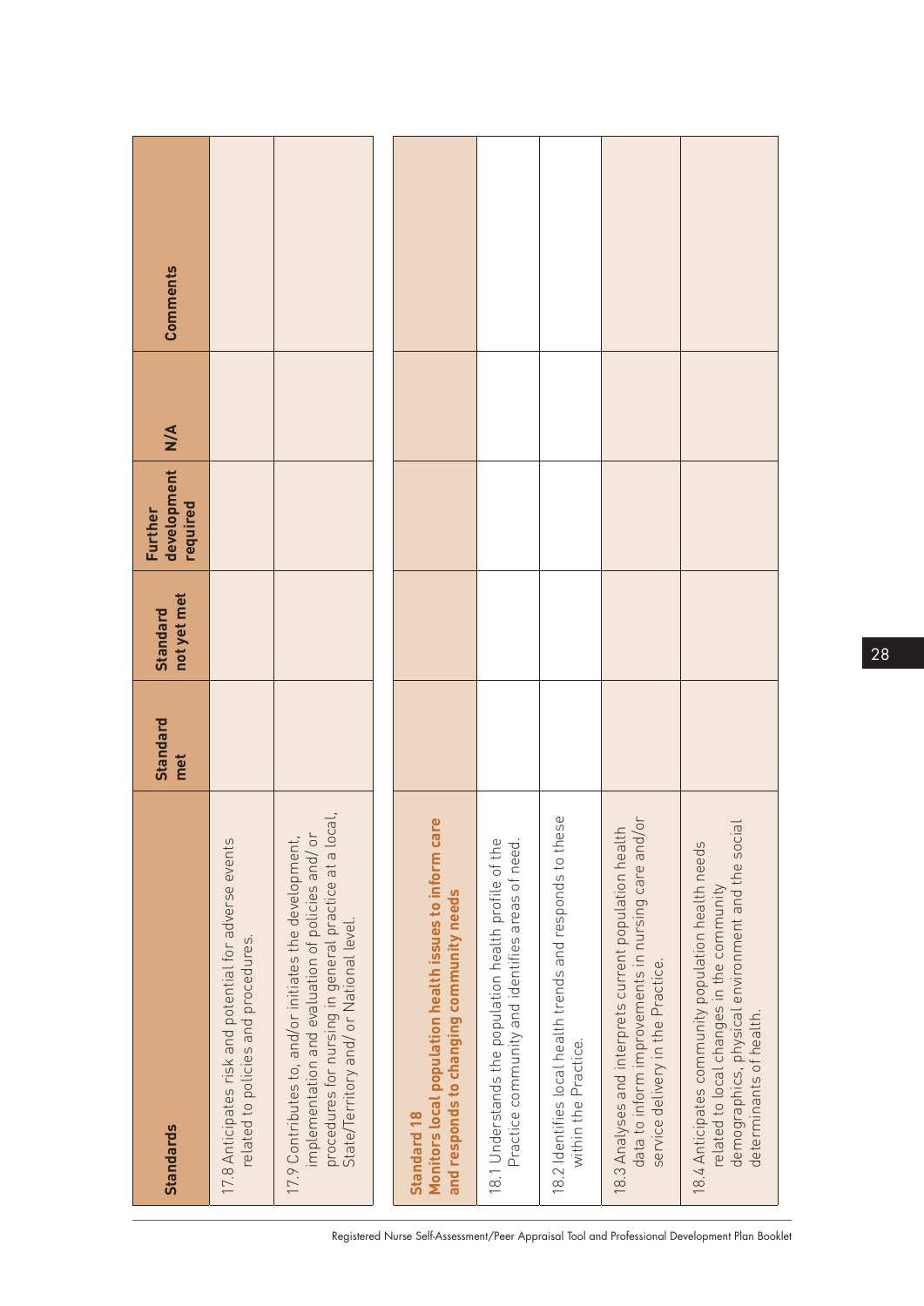| Standards | Standard met | Standard not yet met | Further development required | N/A | Comments |
|---|---|---|---|---|---|
| 17.8 Anticipates risk and potential for adverse events related to policies and procedures. | | | | | |
| 17.9 Contributes to, and/or initiates the development, implementation and evaluation of policies and/or procedures for nursing in general practice at a local, State/Territory and/ or National level. | | | | | |
| **Standard 18** **Monitors local population health issues to inform care and responds to changing community needs** | | | | | |
| 18.1 Understands the population health profile of the Practice community and identifies areas of need. | | | | | |
| 18.2 Identifies local health trends and responds to these within the Practice. | | | | | |
| 18.3 Analyses and interprets current population health data to inform improvements in nursing care and/or service delivery in the Practice. | | | | | |
| 18.4 Anticipates community population health needs related to local changes in the community demographics, physical environment and the social determinants of health. | | | | | |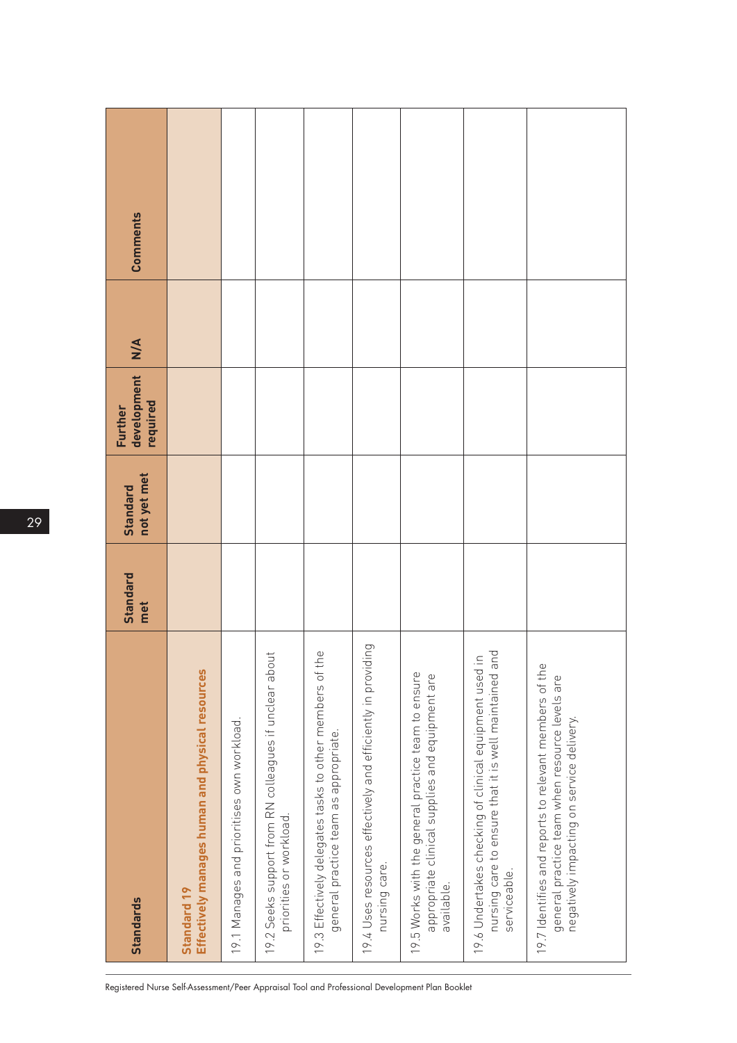| Standards | Standard met | Standard not yet met | Further development required | N/A | Comments |
|---|---|---|---|---|---|
| **Standard 19** **Effectively manages human and physical resources** | | | | | |
| 19.1 Manages and prioritises own workload. | | | | | |
| 19.2 Seeks support from RN colleagues if unclear about priorities or workload. | | | | | |
| 19.3 Effectively delegates tasks to other members of the general practice team as appropriate. | | | | | |
| 19.4 Uses resources effectively and efficiently in providing nursing care. | | | | | |
| 19.5 Works with the general practice team to ensure appropriate clinical supplies and equipment are available. | | | | | |
| 19.6 Undertakes checking of clinical equipment used in nursing care to ensure that it is well maintained and serviceable. | | | | | |
| 19.7 Identifies and reports to relevant members of the general practice team when resource levels are negatively impacting on service delivery. | | | | | |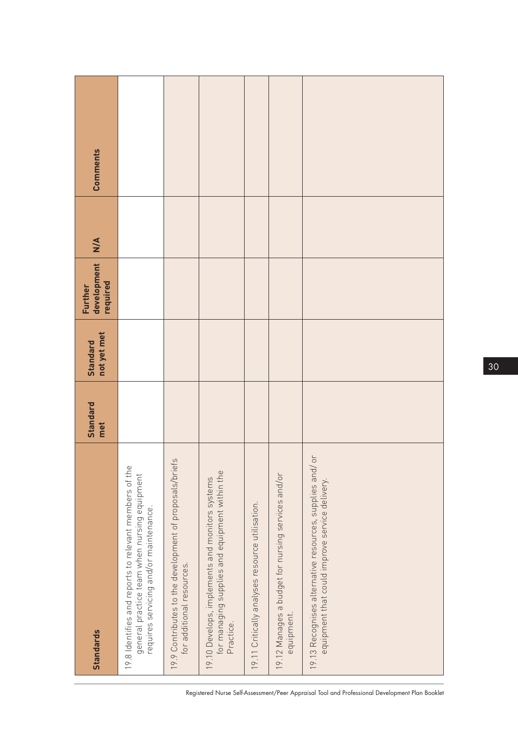| Standards | Standard met | Standard not yet met | Further development required | N/A | Comments |
|---|---|---|---|---|---|
| 19.8 Identifies and reports to relevant members of the general practice team when nursing equipment requires servicing and/or maintenance. | | | | | |
| 19.9 Contributes to the development of proposals/briefs for additional resources. | | | | | |
| 19.10 Develops, implements and monitors systems for managing supplies and equipment within the Practice. | | | | | |
| 19.11 Critically analyses resource utilisation. | | | | | |
| 19.12 Manages a budget for nursing services and/or equipment. | | | | | |
| 19.13 Recognises alternative resources, supplies and/ or equipment that could improve service delivery. | | | | | |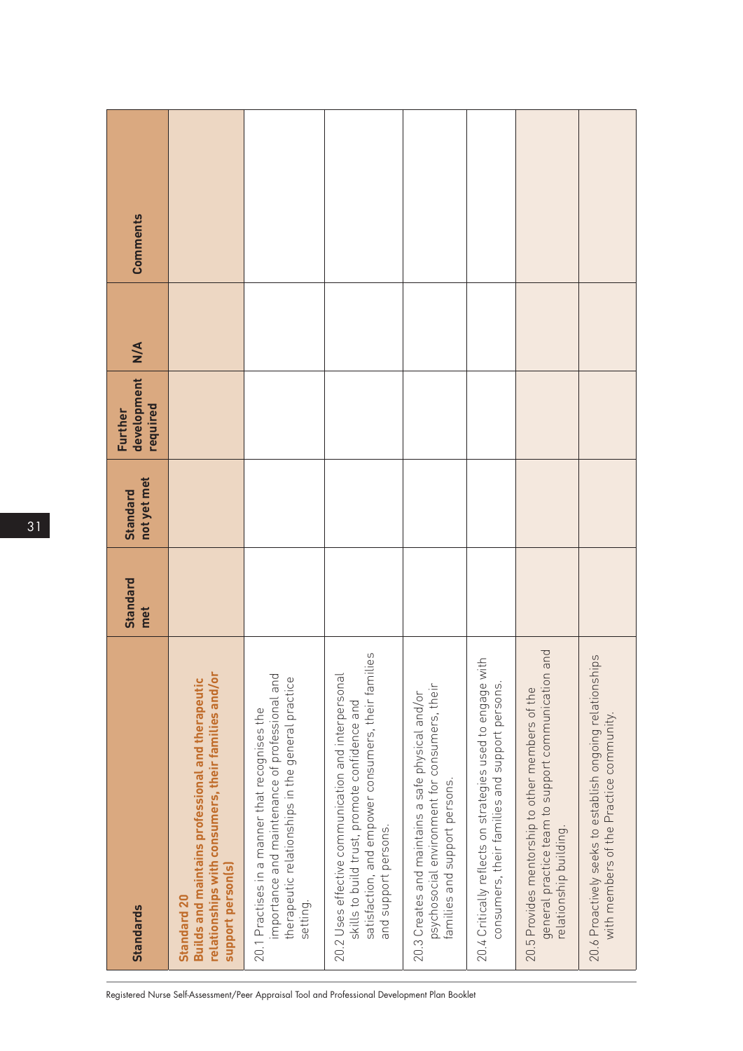| Standards | Standard met | Standard not yet met | Further development required | N/A | Comments |
|---|---|---|---|---|---|
| **Standard 20 Builds and maintains professional and therapeutic relationships with consumers, their families and/or support person(s)** | | | | | |
| 20.1 Practises in a manner that recognises the importance and maintenance of professional and therapeutic relationships in the general practice setting. | | | | | |
| 20.2 Uses effective communication and interpersonal skills to build trust, promote confidence and satisfaction, and empower consumers, their families and support persons. | | | | | |
| 20.3 Creates and maintains a safe physical and/or psychosocial environment for consumers, their families and support persons. | | | | | |
| 20.4 Critically reflects on strategies used to engage with consumers, their families and support persons. | | | | | |
| 20.5 Provides mentorship to other members of the general practice team to support communication and relationship building. | | | | | |
| 20.6 Proactively seeks to establish ongoing relationships with members of the Practice community. | | | | | |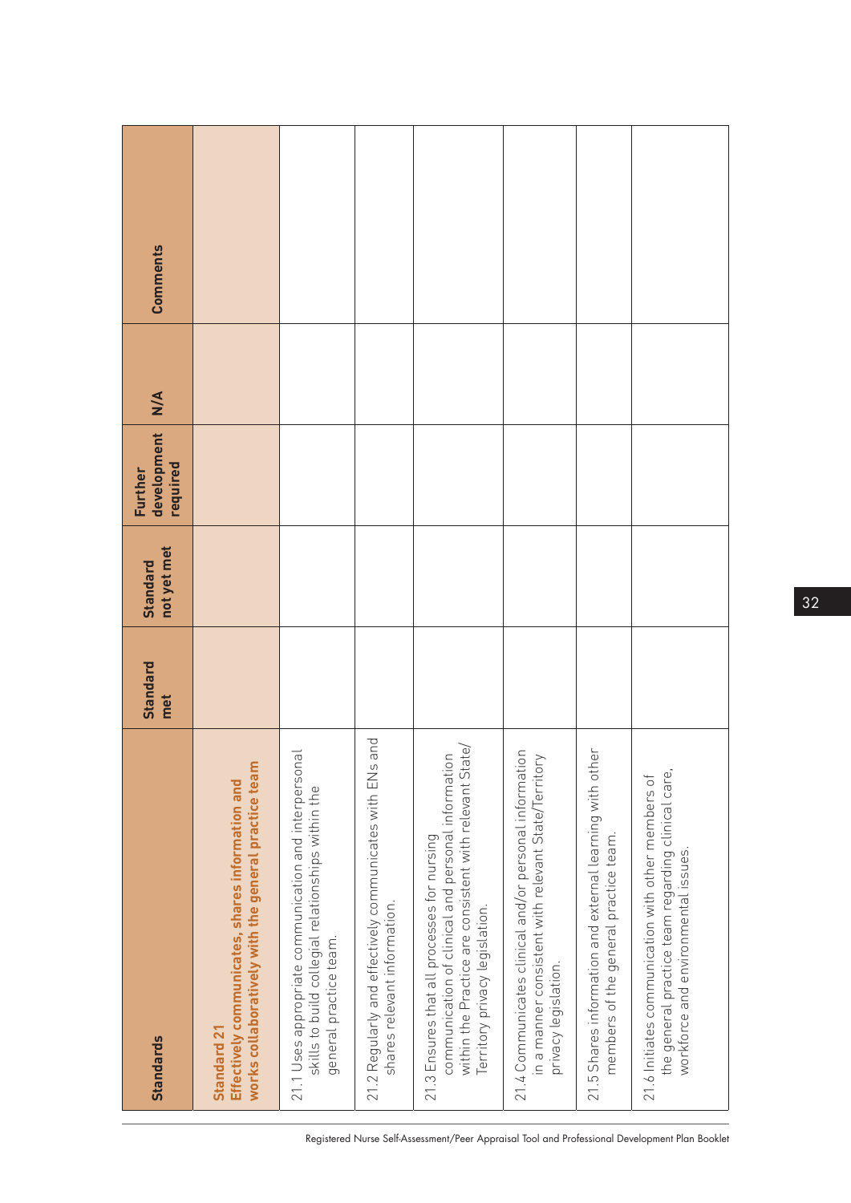| Standards | Standard met | Standard not yet met | Further development required | N/A | Comments |
|---|---|---|---|---|---|
| **Standard 21 Effectively communicates, shares information and works collaboratively with the general practice team** | | | | | |
| 21.1 Uses appropriate communication and interpersonal skills to build collegial relationships within the general practice team. | | | | | |
| 21.2 Regularly and effectively communicates with ENs and shares relevant information. | | | | | |
| 21.3 Ensures that all processes for nursing communication of clinical and personal information within the Practice are consistent with relevant State/Territory privacy legislation. | | | | | |
| 21.4 Communicates clinical and/or personal information in a manner consistent with relevant State/Territory privacy legislation. | | | | | |
| 21.5 Shares information and external learning with other members of the general practice team. | | | | | |
| 21.6 Initiates communication with other members of the general practice team regarding clinical care, workforce and environmental issues. | | | | | |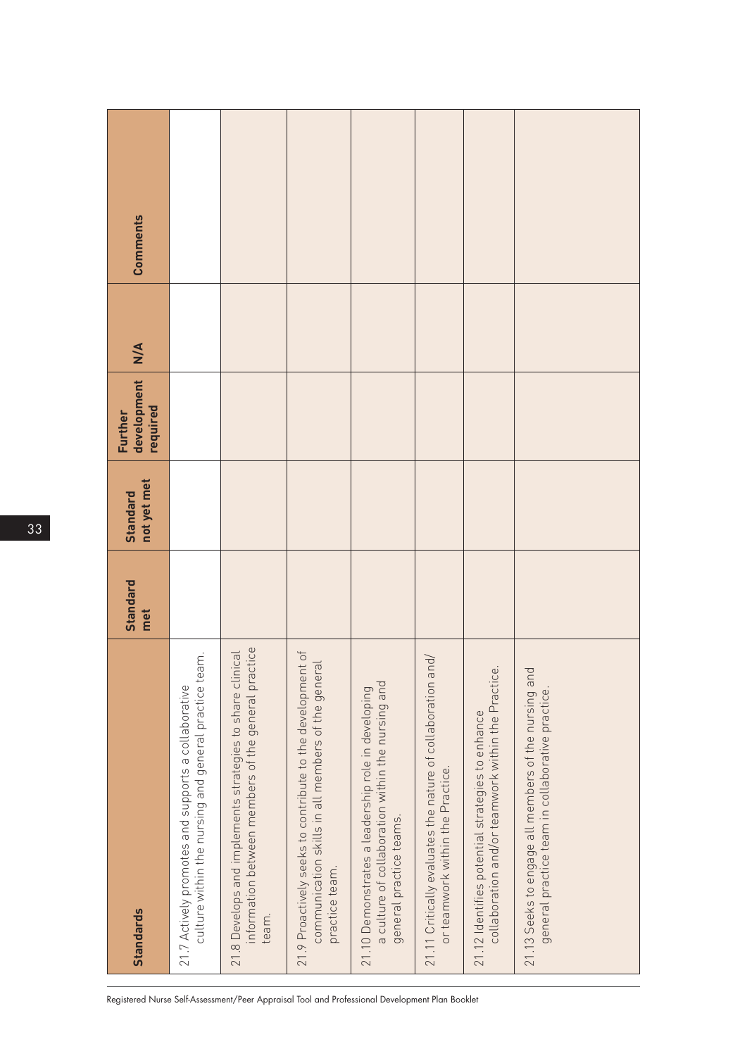| Standards | Standard met | Standard not yet met | Further development required | N/A | Comments |
|---|---|---|---|---|---|
| 21.7 Actively promotes and supports a collaborative culture within the nursing and general practice team. | | | | | |
| 21.8 Develops and implements strategies to share clinical information between members of the general practice team. | | | | | |
| 21.9 Proactively seeks to contribute to the development of communication skills in all members of the general practice team. | | | | | |
| 21.10 Demonstrates a leadership role in developing a culture of collaboration within the nursing and general practice teams. | | | | | |
| 21.11 Critically evaluates the nature of collaboration and/or teamwork within the Practice. | | | | | |
| 21.12 Identifies potential strategies to enhance collaboration and/or teamwork within the Practice. | | | | | |
| 21.13 Seeks to engage all members of the nursing and general practice team in collaborative practice. | | | | | |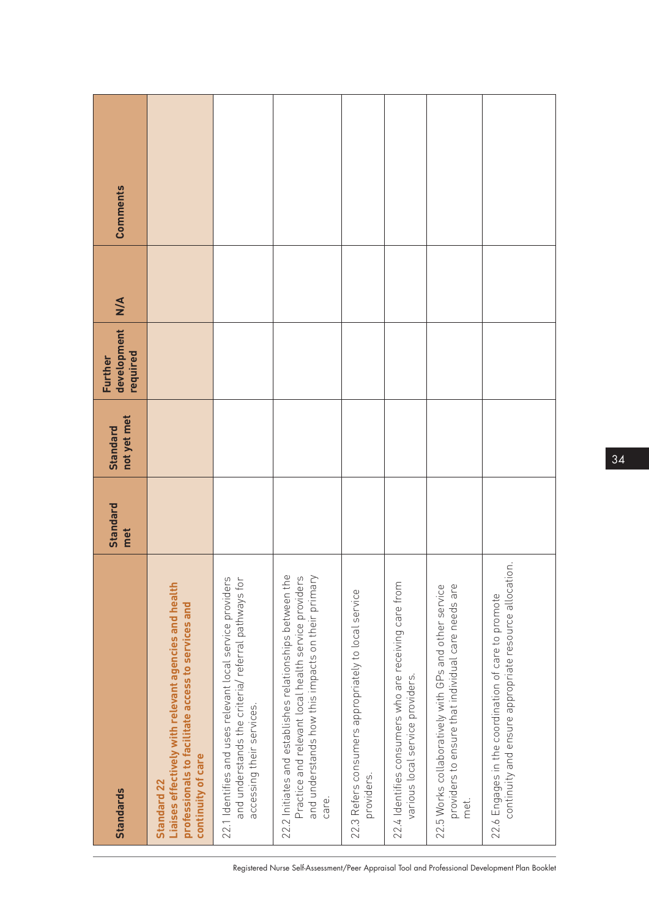| Standards | Standard met | Standard not yet met | Further development required | N/A | Comments |
|---|---|---|---|---|---|
| **Standard 22**<br>**Liaises effectively with relevant agencies and health professionals to facilitate access to services and continuity of care** | | | | | |
| 22.1 Identifies and uses relevant local service providers and understands the criteria/ referral pathways for accessing their services. | | | | | |
| 22.2 Initiates and establishes relationships between the Practice and relevant local health service providers and understands how this impacts on their primary care. | | | | | |
| 22.3 Refers consumers appropriately to local service providers. | | | | | |
| 22.4 Identifies consumers who are receiving care from various local service providers. | | | | | |
| 22.5 Works collaboratively with GPs and other service providers to ensure that individual care needs are met. | | | | | |
| 22.6 Engages in the coordination of care to promote continuity and ensure appropriate resource allocation. | | | | | |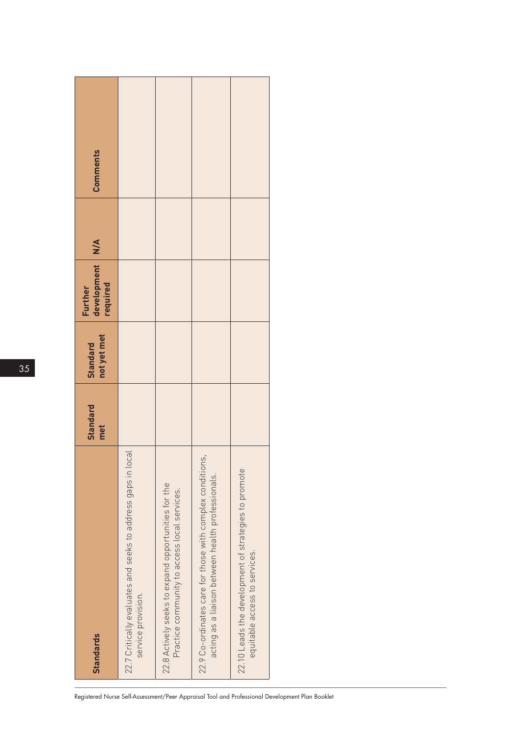| Standards | Standard met | Standard not yet met | Further development required | N/A | Comments |
|---|---|---|---|---|---|
| 22.7 Critically evaluates and seeks to address gaps in local service provision. | | | | | |
| 22.8 Actively seeks to expand opportunities for the Practice community to access local services. | | | | | |
| 22.9 Co-ordinates care for those with complex conditions, acting as a liaison between health professionals. | | | | | |
| 22.10 Leads the development of strategies to promote equitable access to services. | | | | | |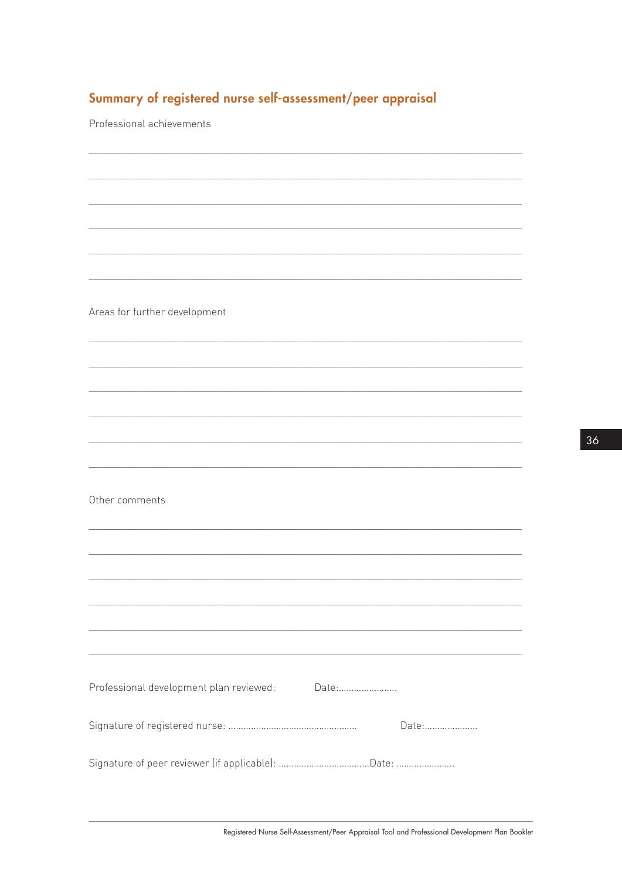## Summary of registered nurse self-assessment/peer appraisal

Professional achievements

\_\_\_\_\_\_\_\_\_\_\_\_\_\_\_\_\_\_\_\_\_\_\_\_\_\_\_\_\_\_\_\_\_\_\_\_\_\_\_\_\_\_\_\_\_\_\_\_\_\_\_\_\_\_\_\_\_\_\_\_\_\_\_\_\_\_\_\_\_\_

\_\_\_\_\_\_\_\_\_\_\_\_\_\_\_\_\_\_\_\_\_\_\_\_\_\_\_\_\_\_\_\_\_\_\_\_\_\_\_\_\_\_\_\_\_\_\_\_\_\_\_\_\_\_\_\_\_\_\_\_\_\_\_\_\_\_\_\_\_\_

\_\_\_\_\_\_\_\_\_\_\_\_\_\_\_\_\_\_\_\_\_\_\_\_\_\_\_\_\_\_\_\_\_\_\_\_\_\_\_\_\_\_\_\_\_\_\_\_\_\_\_\_\_\_\_\_\_\_\_\_\_\_\_\_\_\_\_\_\_\_

\_\_\_\_\_\_\_\_\_\_\_\_\_\_\_\_\_\_\_\_\_\_\_\_\_\_\_\_\_\_\_\_\_\_\_\_\_\_\_\_\_\_\_\_\_\_\_\_\_\_\_\_\_\_\_\_\_\_\_\_\_\_\_\_\_\_\_\_\_\_

\_\_\_\_\_\_\_\_\_\_\_\_\_\_\_\_\_\_\_\_\_\_\_\_\_\_\_\_\_\_\_\_\_\_\_\_\_\_\_\_\_\_\_\_\_\_\_\_\_\_\_\_\_\_\_\_\_\_\_\_\_\_\_\_\_\_\_\_\_\_

\_\_\_\_\_\_\_\_\_\_\_\_\_\_\_\_\_\_\_\_\_\_\_\_\_\_\_\_\_\_\_\_\_\_\_\_\_\_\_\_\_\_\_\_\_\_\_\_\_\_\_\_\_\_\_\_\_\_\_\_\_\_\_\_\_\_\_\_\_\_

Areas for further development

\_\_\_\_\_\_\_\_\_\_\_\_\_\_\_\_\_\_\_\_\_\_\_\_\_\_\_\_\_\_\_\_\_\_\_\_\_\_\_\_\_\_\_\_\_\_\_\_\_\_\_\_\_\_\_\_\_\_\_\_\_\_\_\_\_\_\_\_\_\_

\_\_\_\_\_\_\_\_\_\_\_\_\_\_\_\_\_\_\_\_\_\_\_\_\_\_\_\_\_\_\_\_\_\_\_\_\_\_\_\_\_\_\_\_\_\_\_\_\_\_\_\_\_\_\_\_\_\_\_\_\_\_\_\_\_\_\_\_\_\_

\_\_\_\_\_\_\_\_\_\_\_\_\_\_\_\_\_\_\_\_\_\_\_\_\_\_\_\_\_\_\_\_\_\_\_\_\_\_\_\_\_\_\_\_\_\_\_\_\_\_\_\_\_\_\_\_\_\_\_\_\_\_\_\_\_\_\_\_\_\_

\_\_\_\_\_\_\_\_\_\_\_\_\_\_\_\_\_\_\_\_\_\_\_\_\_\_\_\_\_\_\_\_\_\_\_\_\_\_\_\_\_\_\_\_\_\_\_\_\_\_\_\_\_\_\_\_\_\_\_\_\_\_\_\_\_\_\_\_\_\_

\_\_\_\_\_\_\_\_\_\_\_\_\_\_\_\_\_\_\_\_\_\_\_\_\_\_\_\_\_\_\_\_\_\_\_\_\_\_\_\_\_\_\_\_\_\_\_\_\_\_\_\_\_\_\_\_\_\_\_\_\_\_\_\_\_\_\_\_\_\_

\_\_\_\_\_\_\_\_\_\_\_\_\_\_\_\_\_\_\_\_\_\_\_\_\_\_\_\_\_\_\_\_\_\_\_\_\_\_\_\_\_\_\_\_\_\_\_\_\_\_\_\_\_\_\_\_\_\_\_\_\_\_\_\_\_\_\_\_\_\_

Other comments

\_\_\_\_\_\_\_\_\_\_\_\_\_\_\_\_\_\_\_\_\_\_\_\_\_\_\_\_\_\_\_\_\_\_\_\_\_\_\_\_\_\_\_\_\_\_\_\_\_\_\_\_\_\_\_\_\_\_\_\_\_\_\_\_\_\_\_\_\_\_

\_\_\_\_\_\_\_\_\_\_\_\_\_\_\_\_\_\_\_\_\_\_\_\_\_\_\_\_\_\_\_\_\_\_\_\_\_\_\_\_\_\_\_\_\_\_\_\_\_\_\_\_\_\_\_\_\_\_\_\_\_\_\_\_\_\_\_\_\_\_

\_\_\_\_\_\_\_\_\_\_\_\_\_\_\_\_\_\_\_\_\_\_\_\_\_\_\_\_\_\_\_\_\_\_\_\_\_\_\_\_\_\_\_\_\_\_\_\_\_\_\_\_\_\_\_\_\_\_\_\_\_\_\_\_\_\_\_\_\_\_

\_\_\_\_\_\_\_\_\_\_\_\_\_\_\_\_\_\_\_\_\_\_\_\_\_\_\_\_\_\_\_\_\_\_\_\_\_\_\_\_\_\_\_\_\_\_\_\_\_\_\_\_\_\_\_\_\_\_\_\_\_\_\_\_\_\_\_\_\_\_

\_\_\_\_\_\_\_\_\_\_\_\_\_\_\_\_\_\_\_\_\_\_\_\_\_\_\_\_\_\_\_\_\_\_\_\_\_\_\_\_\_\_\_\_\_\_\_\_\_\_\_\_\_\_\_\_\_\_\_\_\_\_\_\_\_\_\_\_\_\_

\_\_\_\_\_\_\_\_\_\_\_\_\_\_\_\_\_\_\_\_\_\_\_\_\_\_\_\_\_\_\_\_\_\_\_\_\_\_\_\_\_\_\_\_\_\_\_\_\_\_\_\_\_\_\_\_\_\_\_\_\_\_\_\_\_\_\_\_\_\_

Professional development plan reviewed: Date:......................

Signature of registered nurse: .................................................. Date:....................

Signature of peer reviewer (if applicable): ...................................Date: ......................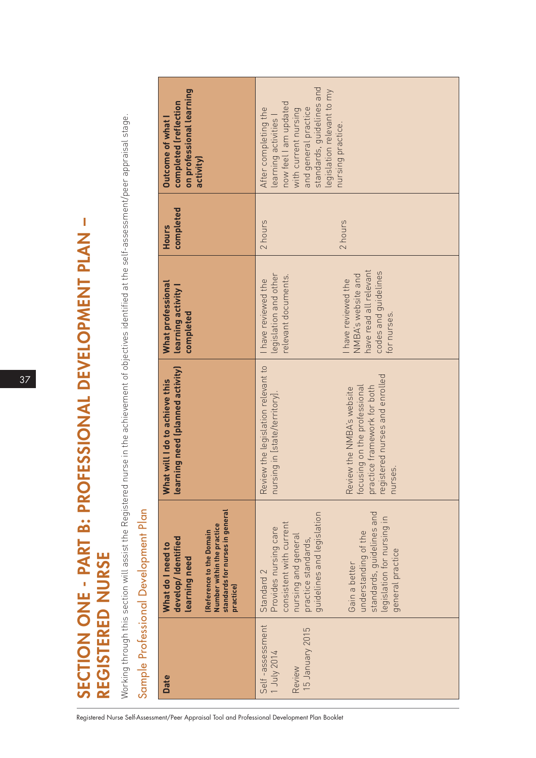# SECTION ONE - PART B: PROFESSIONAL DEVELOPMENT PLAN – REGISTERED NURSE

Working through this section will assist the Registered nurse in the achievement of objectives identified at the self-assessment/peer appraisal stage.

## Sample Professional Development Plan

| Date | What do I need to develop/ Identified learning need<br>(Reference to the Domain Number within the practice standards for nurses in general practice) | What will I do to achieve this learning need (planned activity) | What professional learning activity I completed | Hours completed | Outcome of what I completed (reflection on professional learning activity) |
|---|---|---|---|---|---|
| Self -assessment 1 July 2014<br><br>Review 15 January 2015 | Standard 2<br>Provides nursing care consistent with current nursing and general practice standards, guidelines and legislation<br><br>Gain a better understanding of the standards, guidelines and legislation for nursing in general practice | Review the legislation relevant to nursing in [state/territory].<br><br>Review the NMBA's website focusing on the professional practice framework for both registered nurses and enrolled nurses. | I have reviewed the legislation and other relevant documents.<br><br>I have reviewed the NMBA's website and have read all relevant codes and guidelines for nurses. | 2 hours<br><br>2 hours | After completing the learning activities I now feel I am updated with current nursing and general practice standards, guidelines and legislation relevant to my nursing practice. |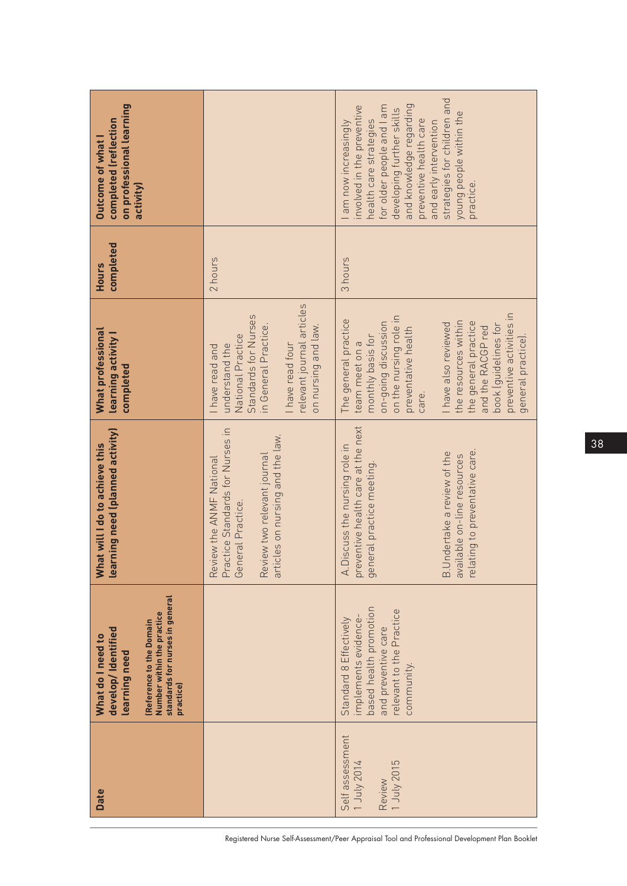| Date | What do I need to develop/ Identified learning need (Reference to the Domain Number within the practice standards for nurses in general practice) | What will I do to achieve this learning need (planned activity) | What professional learning activity I completed | Hours completed | Outcome of what I completed (reflection on professional learning activity) |
|---|---|---|---|---|---|
| | | Review the ANMF National Practice Standards for Nurses in General Practice.<br><br>Review two relevant journal articles on nursing and the law. | I have read and understand the National Practice Standards for Nurses in General Practice.<br><br>I have read four relevant journal articles on nursing and law. | 2 hours | |
| Self assessment 1 July 2014<br><br>Review 1 July 2015 | Standard 8 Effectively implements evidence-based health promotion and preventive care relevant to the Practice community. | A.Discuss the nursing role in preventive health care at the next general practice meeting.<br><br>B.Undertake a review of the available on-line resources relating to preventative care. | The general practice team meet on a monthly basis for on-going discussion on the nursing role in preventative health care.<br><br>I have also reviewed the resources within the general practice and the RACGP red book (guidelines for preventive activities in general practice). | 3 hours | I am now increasingly involved in the preventive health care strategies for older people and I am developing further skills and knowledge regarding preventive health care and early intervention strategies for children and young people within the practice. |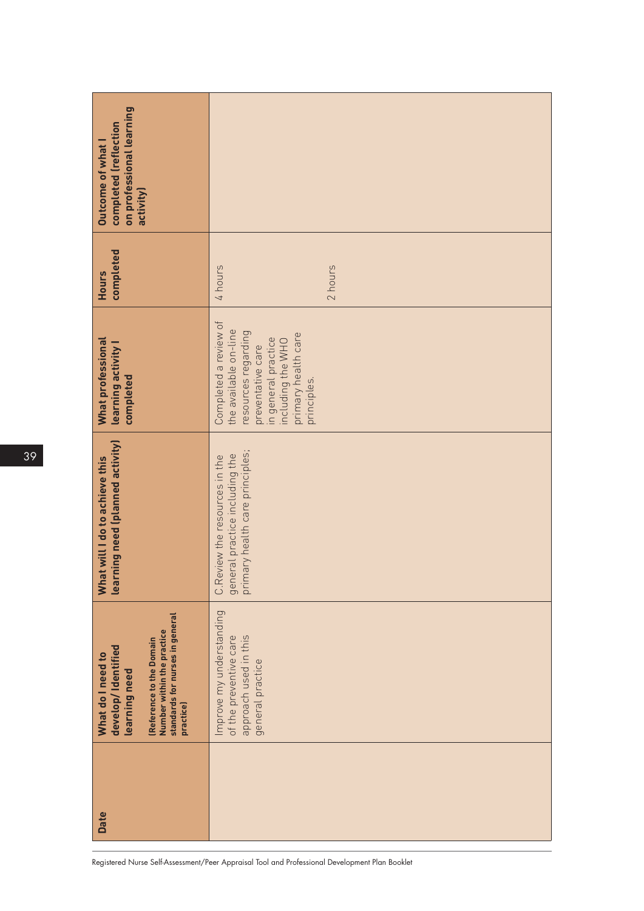| Date | What do I need to develop/ Identified learning need<br>**(Reference to the Domain Number within the practice standards for nurses in general practice)** | What will I do to achieve this learning need (planned activity) | What professional learning activity I completed | Hours completed | Outcome of what I completed (reflection on professional learning activity) |
|---|---|---|---|---|---|
| | Improve my understanding of the preventive care approach used in this general practice | C. Review the resources in the general practice including the primary health care principles; | Completed a review of the available on-line resources regarding preventative care in general practice including the WHO primary health care principles. | 4 hours<br><br>2 hours | |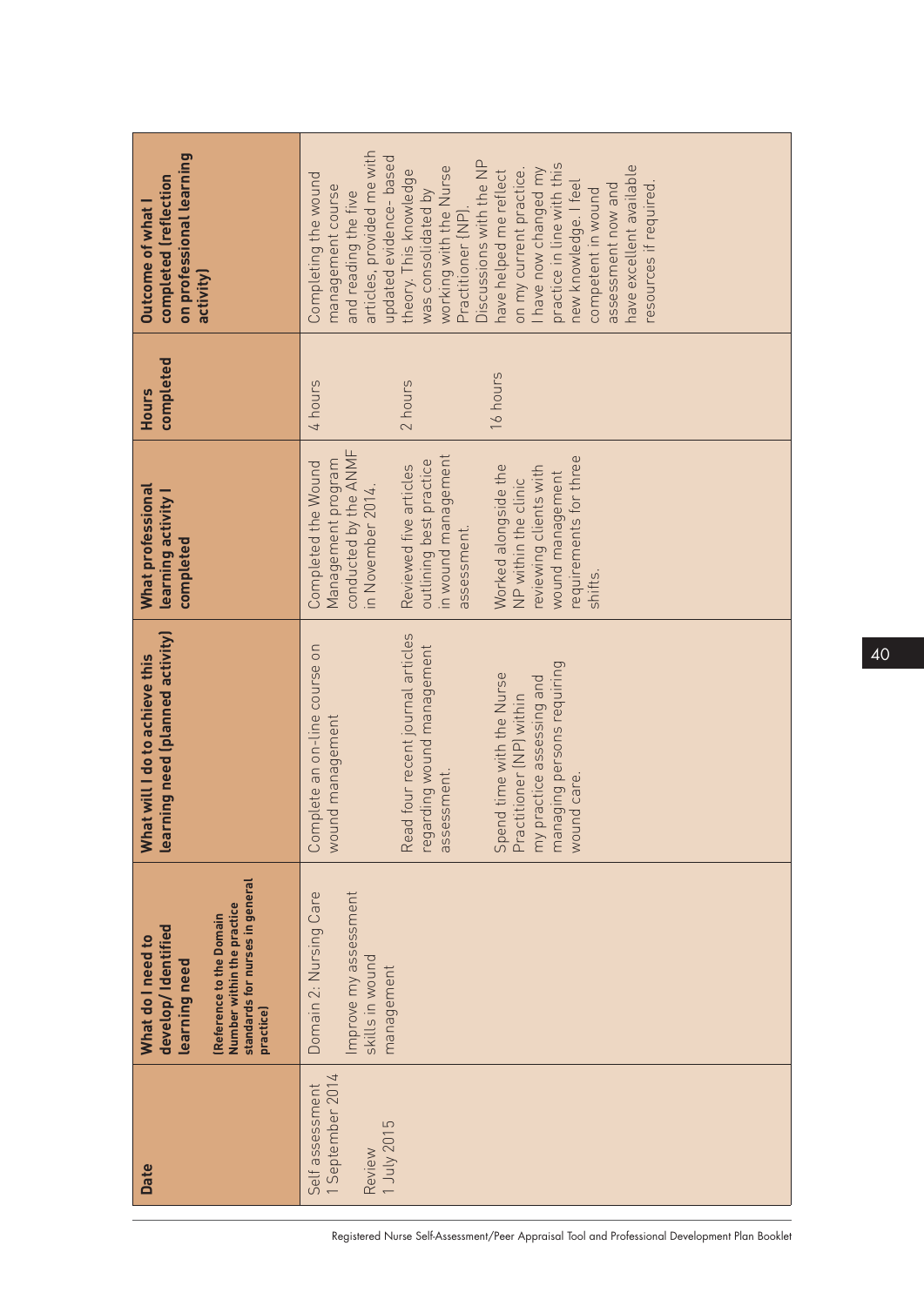| Date | What do I need to develop/ Identified learning need (Reference to the Domain Number within the practice standards for nurses in general practice) | What will I do to achieve this learning need (planned activity) | What professional learning activity I completed | Hours completed | Outcome of what I completed (reflection on professional learning activity) |
|---|---|---|---|---|---|
| Self assessment 1 September 2014<br><br>Review 1 July 2015 | Domain 2: Nursing Care<br><br>Improve my assessment skills in wound management | Complete an on-line course on wound management<br><br>Read four recent journal articles regarding wound management assessment.<br><br>Spend time with the Nurse Practitioner (NP) within my practice assessing and managing persons requiring wound care. | Completed the Wound Management program conducted by the ANMF in November 2014.<br><br>Reviewed five articles outlining best practice in wound management assessment.<br><br>Worked alongside the NP within the clinic reviewing clients with wound management requirements for three shifts. | 4 hours<br><br>2 hours<br><br>16 hours | Completing the wound management course and reading the five articles, provided me with updated evidence- based theory. This knowledge was consolidated by working with the Nurse Practitioner (NP). Discussions with the NP have helped me reflect on my current practice. I have now changed my practice in line with this new knowledge. I feel competent in wound assessment now and have excellent available resources if required. |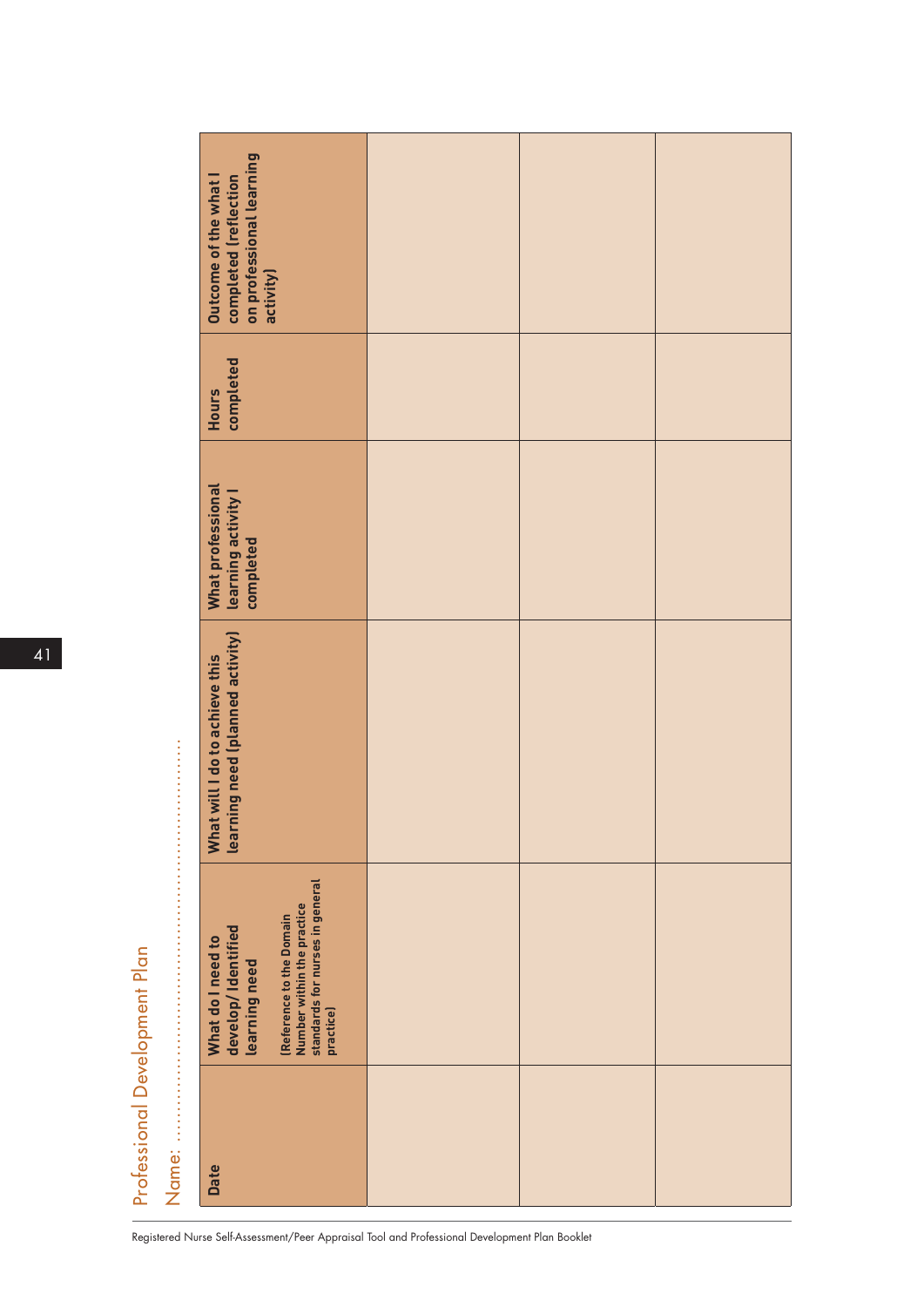# Professional Development Plan

Name: ..............................................................

| Date | What do I need to develop/ Identified learning need (Reference to the Domain Number within the practice standards for nurses in general practice) | What will I do to achieve this learning need (planned activity) | What professional learning activity I completed | Hours completed | Outcome of the what I completed (reflection on professional learning activity) |
|---|---|---|---|---|---|
| | | | | | |
| | | | | | |
| | | | | | |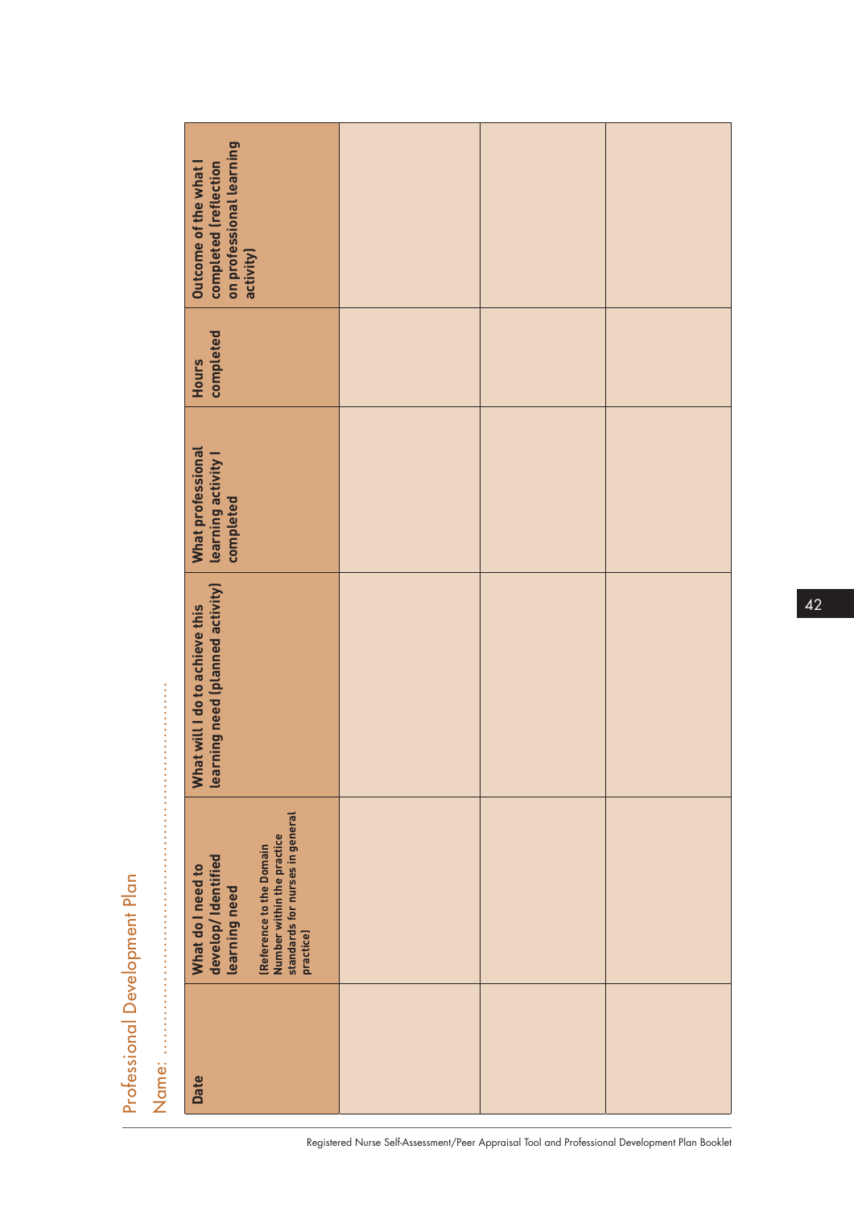# Professional Development Plan

Name: ...........................................................................

| Date | What do I need to develop/ Identified learning need<br><br>(Reference to the Domain Number within the practice standards for nurses in general practice) | What will I do to achieve this learning need (planned activity) | What professional learning activity I completed | Hours completed | Outcome of the what I completed (reflection on professional learning activity) |
| --- | --- | --- | --- | --- | --- |
| | | | | | |
| | | | | | |
| | | | | | |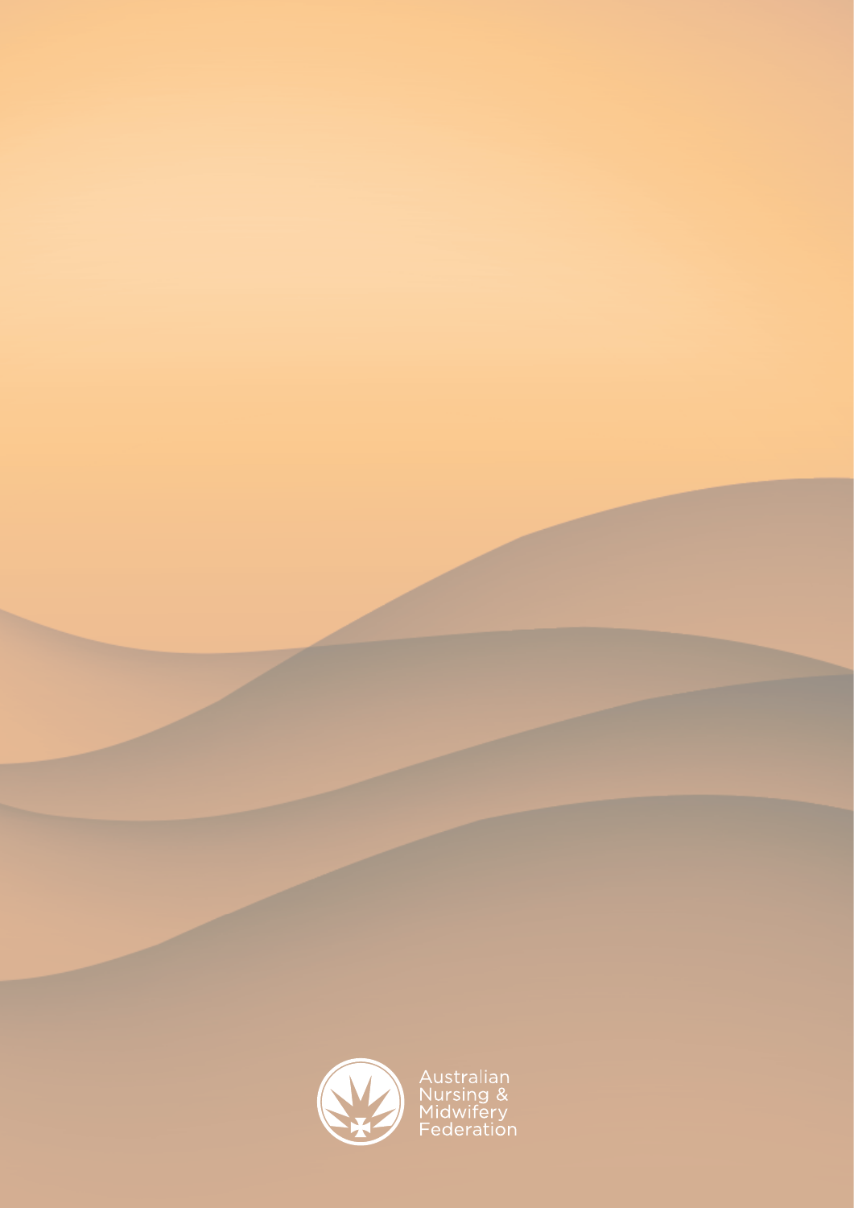Australian
Nursing &
Midwifery
Federation